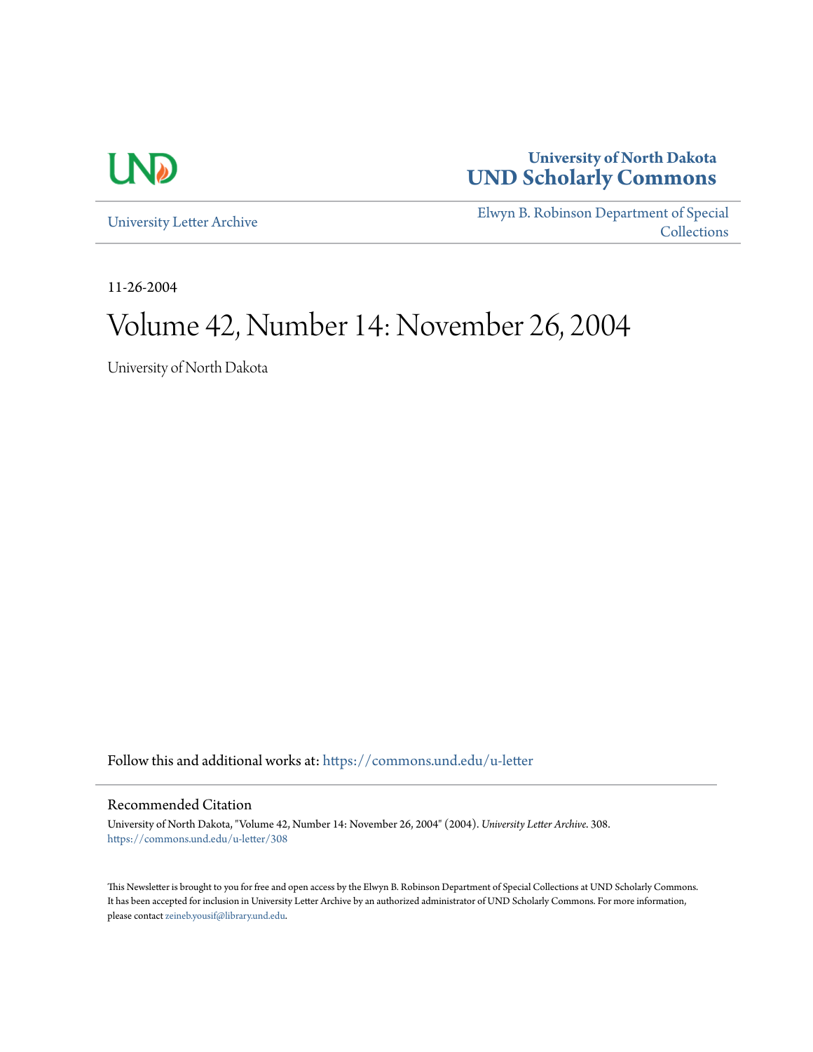University of North Dakota
UND Scholarly Commons

University Letter Archive

Elwyn B. Robinson Department of Special Collections

11-26-2004

# Volume 42, Number 14: November 26, 2004

University of North Dakota

Follow this and additional works at: https://commons.und.edu/u-letter

## Recommended Citation

University of North Dakota, "Volume 42, Number 14: November 26, 2004" (2004). *University Letter Archive*. 308. https://commons.und.edu/u-letter/308

This Newsletter is brought to you for free and open access by the Elwyn B. Robinson Department of Special Collections at UND Scholarly Commons. It has been accepted for inclusion in University Letter Archive by an authorized administrator of UND Scholarly Commons. For more information, please contact zeineb.yousif@library.und.edu.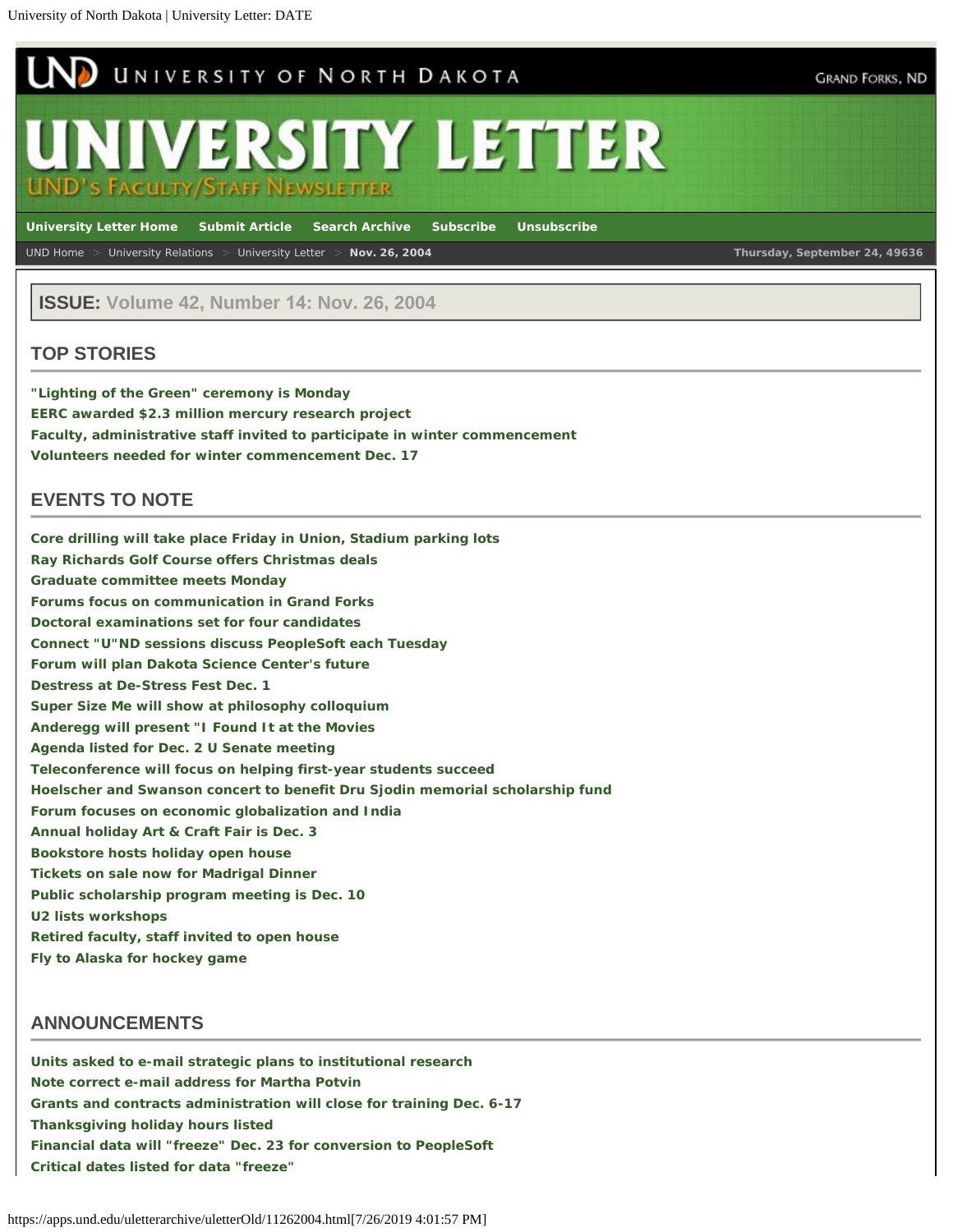# UNIVERSITY LETTER

UND's Faculty/Staff Newsletter

University Letter Home | Submit Article | Search Archive | Subscribe | Unsubscribe

UND Home > University Relations > University Letter > **Nov. 26, 2004**

Thursday, September 24, 49636

**ISSUE:** Volume 42, Number 14: Nov. 26, 2004

## TOP STORIES

**"Lighting of the Green" ceremony is Monday**
**EERC awarded $2.3 million mercury research project**
**Faculty, administrative staff invited to participate in winter commencement**
**Volunteers needed for winter commencement Dec. 17**

## EVENTS TO NOTE

**Core drilling will take place Friday in Union, Stadium parking lots**
**Ray Richards Golf Course offers Christmas deals**
**Graduate committee meets Monday**
**Forums focus on communication in Grand Forks**
**Doctoral examinations set for four candidates**
**Connect "U"ND sessions discuss PeopleSoft each Tuesday**
**Forum will plan Dakota Science Center's future**
**Destress at De-Stress Fest Dec. 1**
**Super Size Me will show at philosophy colloquium**
**Anderegg will present "I Found It at the Movies**
**Agenda listed for Dec. 2 U Senate meeting**
**Teleconference will focus on helping first-year students succeed**
**Hoelscher and Swanson concert to benefit Dru Sjodin memorial scholarship fund**
**Forum focuses on economic globalization and India**
**Annual holiday Art & Craft Fair is Dec. 3**
**Bookstore hosts holiday open house**
**Tickets on sale now for Madrigal Dinner**
**Public scholarship program meeting is Dec. 10**
**U2 lists workshops**
**Retired faculty, staff invited to open house**
**Fly to Alaska for hockey game**

## ANNOUNCEMENTS

**Units asked to e-mail strategic plans to institutional research**
**Note correct e-mail address for Martha Potvin**
**Grants and contracts administration will close for training Dec. 6-17**
**Thanksgiving holiday hours listed**
**Financial data will "freeze" Dec. 23 for conversion to PeopleSoft**
**Critical dates listed for data "freeze"**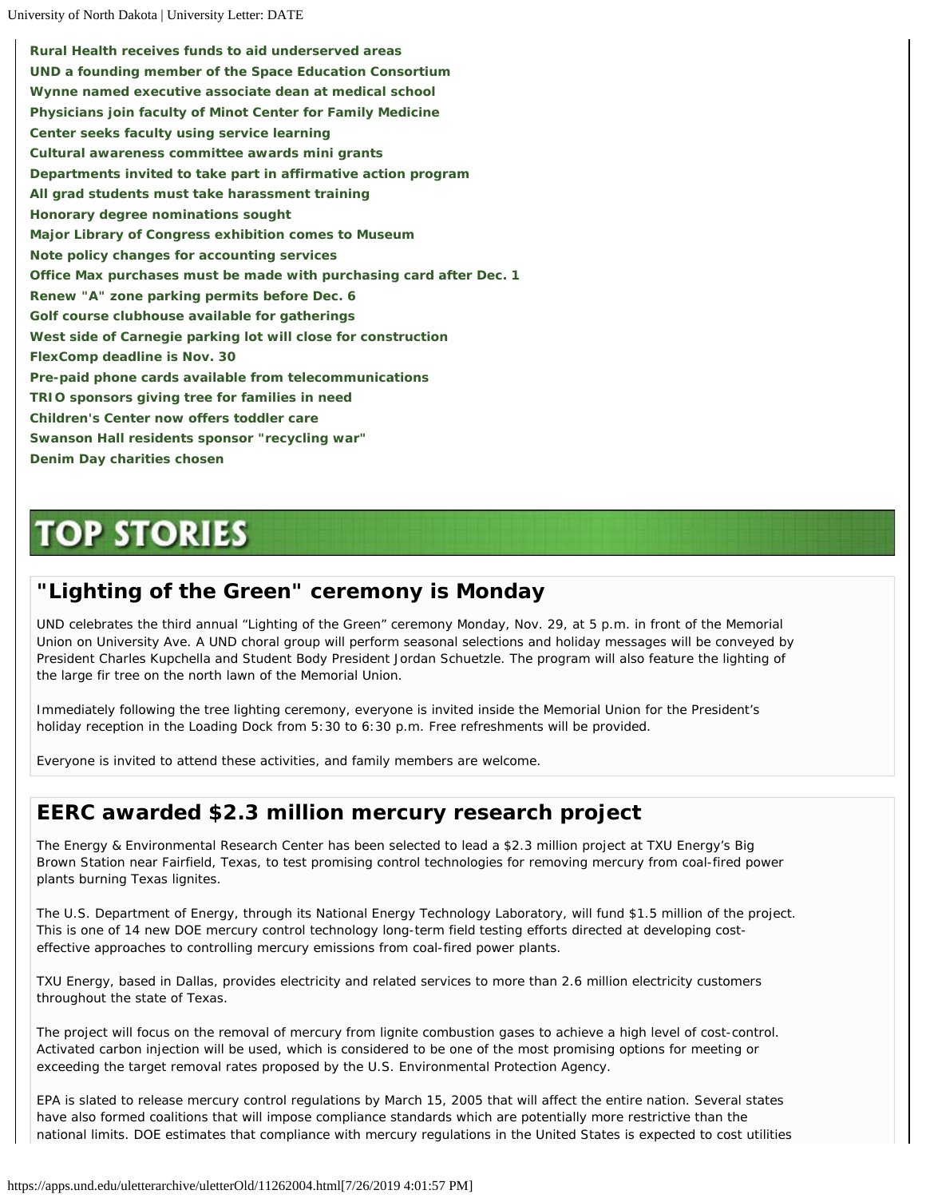**Rural Health receives funds to aid underserved areas**
**UND a founding member of the Space Education Consortium**
**Wynne named executive associate dean at medical school**
**Physicians join faculty of Minot Center for Family Medicine**
**Center seeks faculty using service learning**
**Cultural awareness committee awards mini grants**
**Departments invited to take part in affirmative action program**
**All grad students must take harassment training**
**Honorary degree nominations sought**
**Major Library of Congress exhibition comes to Museum**
**Note policy changes for accounting services**
**Office Max purchases must be made with purchasing card after Dec. 1**
**Renew "A" zone parking permits before Dec. 6**
**Golf course clubhouse available for gatherings**
**West side of Carnegie parking lot will close for construction**
**FlexComp deadline is Nov. 30**
**Pre-paid phone cards available from telecommunications**
**TRIO sponsors giving tree for families in need**
**Children's Center now offers toddler care**
**Swanson Hall residents sponsor "recycling war"**
**Denim Day charities chosen**

# TOP STORIES

## "Lighting of the Green" ceremony is Monday

UND celebrates the third annual "Lighting of the Green" ceremony Monday, Nov. 29, at 5 p.m. in front of the Memorial Union on University Ave. A UND choral group will perform seasonal selections and holiday messages will be conveyed by President Charles Kupchella and Student Body President Jordan Schuetzle. The program will also feature the lighting of the large fir tree on the north lawn of the Memorial Union.

Immediately following the tree lighting ceremony, everyone is invited inside the Memorial Union for the President's holiday reception in the Loading Dock from 5:30 to 6:30 p.m. Free refreshments will be provided.

Everyone is invited to attend these activities, and family members are welcome.

## EERC awarded $2.3 million mercury research project

The Energy & Environmental Research Center has been selected to lead a $2.3 million project at TXU Energy's Big Brown Station near Fairfield, Texas, to test promising control technologies for removing mercury from coal-fired power plants burning Texas lignites.

The U.S. Department of Energy, through its National Energy Technology Laboratory, will fund $1.5 million of the project. This is one of 14 new DOE mercury control technology long-term field testing efforts directed at developing cost-effective approaches to controlling mercury emissions from coal-fired power plants.

TXU Energy, based in Dallas, provides electricity and related services to more than 2.6 million electricity customers throughout the state of Texas.

The project will focus on the removal of mercury from lignite combustion gases to achieve a high level of cost-control. Activated carbon injection will be used, which is considered to be one of the most promising options for meeting or exceeding the target removal rates proposed by the U.S. Environmental Protection Agency.

EPA is slated to release mercury control regulations by March 15, 2005 that will affect the entire nation. Several states have also formed coalitions that will impose compliance standards which are potentially more restrictive than the national limits. DOE estimates that compliance with mercury regulations in the United States is expected to cost utilities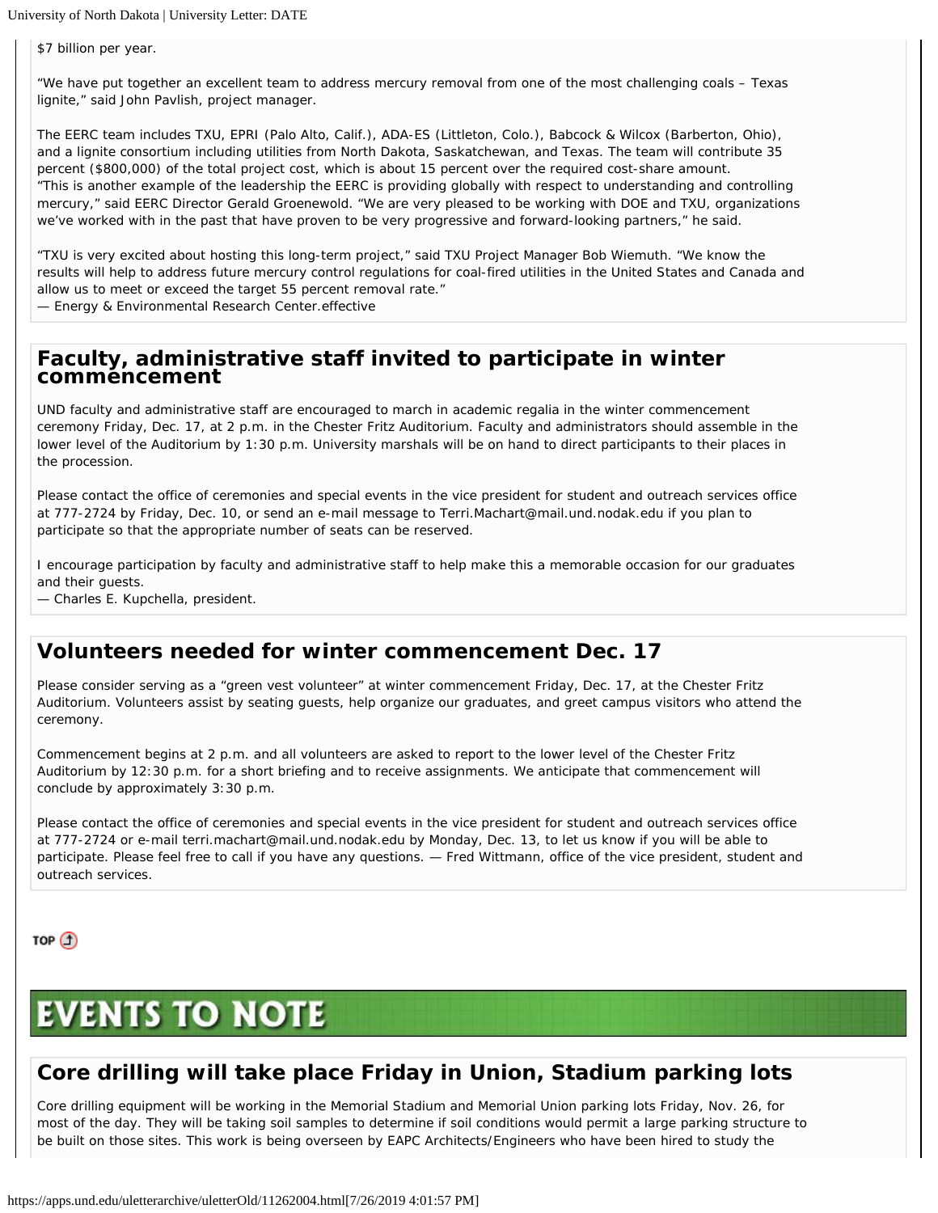$7 billion per year.

"We have put together an excellent team to address mercury removal from one of the most challenging coals – Texas lignite," said John Pavlish, project manager.

The EERC team includes TXU, EPRI (Palo Alto, Calif.), ADA-ES (Littleton, Colo.), Babcock & Wilcox (Barberton, Ohio), and a lignite consortium including utilities from North Dakota, Saskatchewan, and Texas. The team will contribute 35 percent ($800,000) of the total project cost, which is about 15 percent over the required cost-share amount.
"This is another example of the leadership the EERC is providing globally with respect to understanding and controlling mercury," said EERC Director Gerald Groenewold. "We are very pleased to be working with DOE and TXU, organizations we've worked with in the past that have proven to be very progressive and forward-looking partners," he said.

"TXU is very excited about hosting this long-term project," said TXU Project Manager Bob Wiemuth. "We know the results will help to address future mercury control regulations for coal-fired utilities in the United States and Canada and allow us to meet or exceed the target 55 percent removal rate."
— Energy & Environmental Research Center.effective

## Faculty, administrative staff invited to participate in winter commencement

UND faculty and administrative staff are encouraged to march in academic regalia in the winter commencement ceremony Friday, Dec. 17, at 2 p.m. in the Chester Fritz Auditorium. Faculty and administrators should assemble in the lower level of the Auditorium by 1:30 p.m. University marshals will be on hand to direct participants to their places in the procession.

Please contact the office of ceremonies and special events in the vice president for student and outreach services office at 777-2724 by Friday, Dec. 10, or send an e-mail message to Terri.Machart@mail.und.nodak.edu if you plan to participate so that the appropriate number of seats can be reserved.

I encourage participation by faculty and administrative staff to help make this a memorable occasion for our graduates and their guests.
— Charles E. Kupchella, president.

## Volunteers needed for winter commencement Dec. 17

Please consider serving as a "green vest volunteer" at winter commencement Friday, Dec. 17, at the Chester Fritz Auditorium. Volunteers assist by seating guests, help organize our graduates, and greet campus visitors who attend the ceremony.

Commencement begins at 2 p.m. and all volunteers are asked to report to the lower level of the Chester Fritz Auditorium by 12:30 p.m. for a short briefing and to receive assignments. We anticipate that commencement will conclude by approximately 3:30 p.m.

Please contact the office of ceremonies and special events in the vice president for student and outreach services office at 777-2724 or e-mail terri.machart@mail.und.nodak.edu by Monday, Dec. 13, to let us know if you will be able to participate. Please feel free to call if you have any questions. — Fred Wittmann, office of the vice president, student and outreach services.

TOP

# EVENTS TO NOTE

## Core drilling will take place Friday in Union, Stadium parking lots

Core drilling equipment will be working in the Memorial Stadium and Memorial Union parking lots Friday, Nov. 26, for most of the day. They will be taking soil samples to determine if soil conditions would permit a large parking structure to be built on those sites. This work is being overseen by EAPC Architects/Engineers who have been hired to study the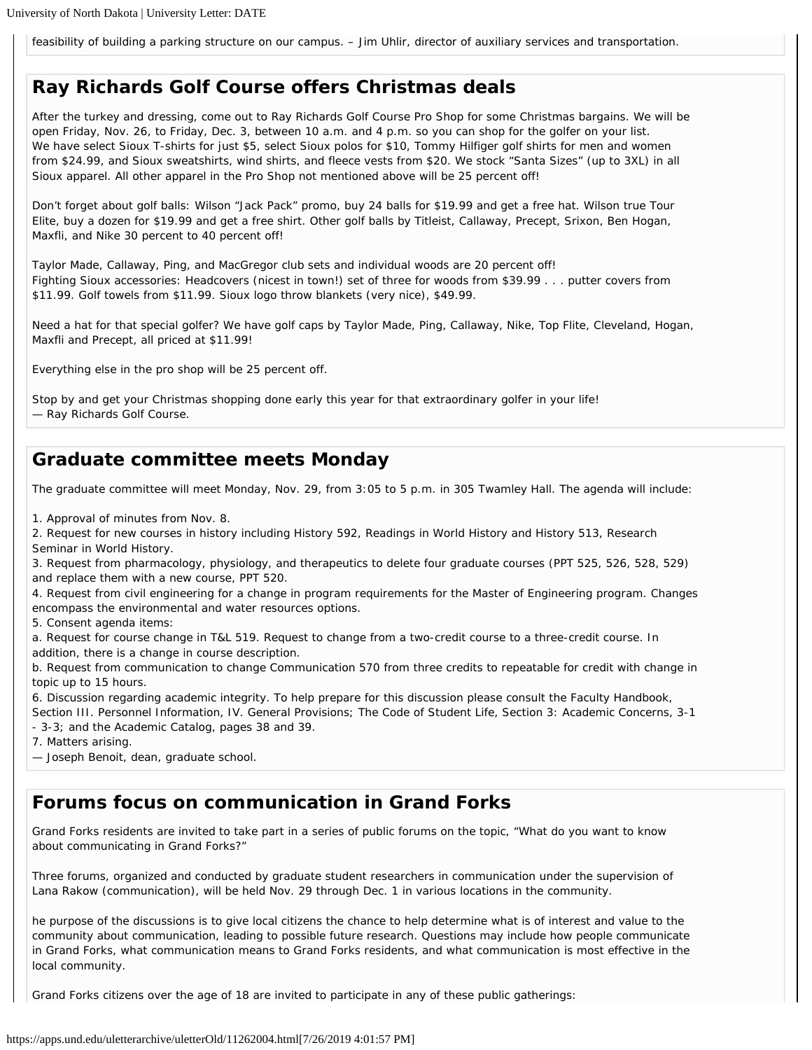feasibility of building a parking structure on our campus. – Jim Uhlir, director of auxiliary services and transportation.

## Ray Richards Golf Course offers Christmas deals

After the turkey and dressing, come out to Ray Richards Golf Course Pro Shop for some Christmas bargains. We will be open Friday, Nov. 26, to Friday, Dec. 3, between 10 a.m. and 4 p.m. so you can shop for the golfer on your list. We have select Sioux T-shirts for just $5, select Sioux polos for $10, Tommy Hilfiger golf shirts for men and women from $24.99, and Sioux sweatshirts, wind shirts, and fleece vests from $20. We stock "Santa Sizes" (up to 3XL) in all Sioux apparel. All other apparel in the Pro Shop not mentioned above will be 25 percent off!

Don't forget about golf balls: Wilson "Jack Pack" promo, buy 24 balls for $19.99 and get a free hat. Wilson true Tour Elite, buy a dozen for $19.99 and get a free shirt. Other golf balls by Titleist, Callaway, Precept, Srixon, Ben Hogan, Maxfli, and Nike 30 percent to 40 percent off!

Taylor Made, Callaway, Ping, and MacGregor club sets and individual woods are 20 percent off!
Fighting Sioux accessories: Headcovers (nicest in town!) set of three for woods from $39.99 . . . putter covers from $11.99. Golf towels from $11.99. Sioux logo throw blankets (very nice), $49.99.

Need a hat for that special golfer? We have golf caps by Taylor Made, Ping, Callaway, Nike, Top Flite, Cleveland, Hogan, Maxfli and Precept, all priced at $11.99!

Everything else in the pro shop will be 25 percent off.

Stop by and get your Christmas shopping done early this year for that extraordinary golfer in your life!
— Ray Richards Golf Course.

## Graduate committee meets Monday

The graduate committee will meet Monday, Nov. 29, from 3:05 to 5 p.m. in 305 Twamley Hall. The agenda will include:

1. Approval of minutes from Nov. 8.
2. Request for new courses in history including History 592, Readings in World History and History 513, Research Seminar in World History.
3. Request from pharmacology, physiology, and therapeutics to delete four graduate courses (PPT 525, 526, 528, 529) and replace them with a new course, PPT 520.
4. Request from civil engineering for a change in program requirements for the Master of Engineering program. Changes encompass the environmental and water resources options.
5. Consent agenda items:
a. Request for course change in T&L 519. Request to change from a two-credit course to a three-credit course. In addition, there is a change in course description.
b. Request from communication to change Communication 570 from three credits to repeatable for credit with change in topic up to 15 hours.
6. Discussion regarding academic integrity. To help prepare for this discussion please consult the Faculty Handbook, Section III. Personnel Information, IV. General Provisions; The Code of Student Life, Section 3: Academic Concerns, 3-1 - 3-3; and the Academic Catalog, pages 38 and 39.
7. Matters arising.

— Joseph Benoit, dean, graduate school.

## Forums focus on communication in Grand Forks

Grand Forks residents are invited to take part in a series of public forums on the topic, "What do you want to know about communicating in Grand Forks?"

Three forums, organized and conducted by graduate student researchers in communication under the supervision of Lana Rakow (communication), will be held Nov. 29 through Dec. 1 in various locations in the community.

he purpose of the discussions is to give local citizens the chance to help determine what is of interest and value to the community about communication, leading to possible future research. Questions may include how people communicate in Grand Forks, what communication means to Grand Forks residents, and what communication is most effective in the local community.

Grand Forks citizens over the age of 18 are invited to participate in any of these public gatherings: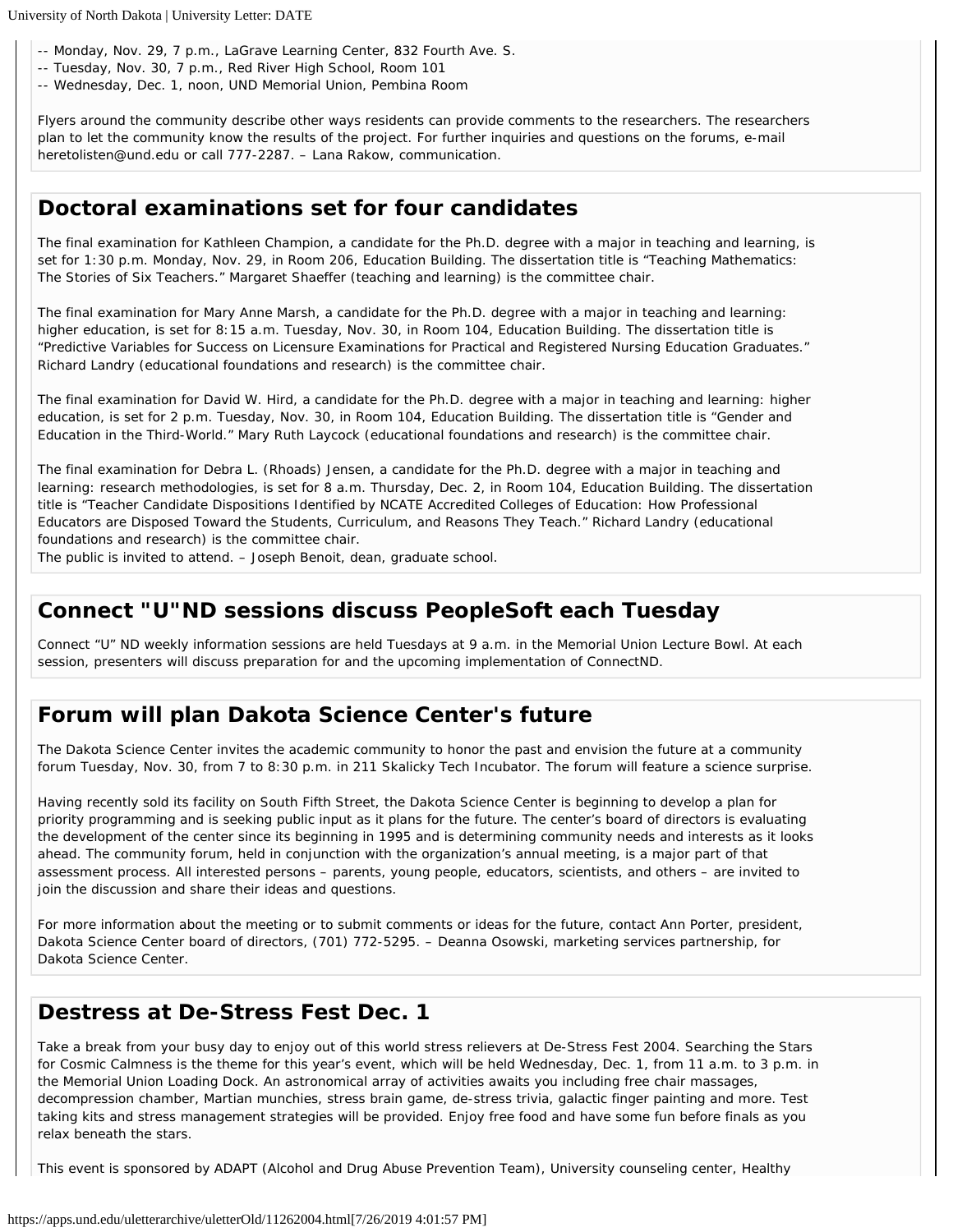-- Monday, Nov. 29, 7 p.m., LaGrave Learning Center, 832 Fourth Ave. S.
-- Tuesday, Nov. 30, 7 p.m., Red River High School, Room 101
-- Wednesday, Dec. 1, noon, UND Memorial Union, Pembina Room

Flyers around the community describe other ways residents can provide comments to the researchers. The researchers plan to let the community know the results of the project. For further inquiries and questions on the forums, e-mail heretolisten@und.edu or call 777-2287. – Lana Rakow, communication.

## Doctoral examinations set for four candidates

The final examination for Kathleen Champion, a candidate for the Ph.D. degree with a major in teaching and learning, is set for 1:30 p.m. Monday, Nov. 29, in Room 206, Education Building. The dissertation title is "Teaching Mathematics: The Stories of Six Teachers." Margaret Shaeffer (teaching and learning) is the committee chair.

The final examination for Mary Anne Marsh, a candidate for the Ph.D. degree with a major in teaching and learning: higher education, is set for 8:15 a.m. Tuesday, Nov. 30, in Room 104, Education Building. The dissertation title is "Predictive Variables for Success on Licensure Examinations for Practical and Registered Nursing Education Graduates." Richard Landry (educational foundations and research) is the committee chair.

The final examination for David W. Hird, a candidate for the Ph.D. degree with a major in teaching and learning: higher education, is set for 2 p.m. Tuesday, Nov. 30, in Room 104, Education Building. The dissertation title is "Gender and Education in the Third-World." Mary Ruth Laycock (educational foundations and research) is the committee chair.

The final examination for Debra L. (Rhoads) Jensen, a candidate for the Ph.D. degree with a major in teaching and learning: research methodologies, is set for 8 a.m. Thursday, Dec. 2, in Room 104, Education Building. The dissertation title is "Teacher Candidate Dispositions Identified by NCATE Accredited Colleges of Education: How Professional Educators are Disposed Toward the Students, Curriculum, and Reasons They Teach." Richard Landry (educational foundations and research) is the committee chair.
The public is invited to attend. – Joseph Benoit, dean, graduate school.

## Connect "U"ND sessions discuss PeopleSoft each Tuesday

Connect "U" ND weekly information sessions are held Tuesdays at 9 a.m. in the Memorial Union Lecture Bowl. At each session, presenters will discuss preparation for and the upcoming implementation of ConnectND.

## Forum will plan Dakota Science Center's future

The Dakota Science Center invites the academic community to honor the past and envision the future at a community forum Tuesday, Nov. 30, from 7 to 8:30 p.m. in 211 Skalicky Tech Incubator. The forum will feature a science surprise.

Having recently sold its facility on South Fifth Street, the Dakota Science Center is beginning to develop a plan for priority programming and is seeking public input as it plans for the future. The center's board of directors is evaluating the development of the center since its beginning in 1995 and is determining community needs and interests as it looks ahead. The community forum, held in conjunction with the organization's annual meeting, is a major part of that assessment process. All interested persons – parents, young people, educators, scientists, and others – are invited to join the discussion and share their ideas and questions.

For more information about the meeting or to submit comments or ideas for the future, contact Ann Porter, president, Dakota Science Center board of directors, (701) 772-5295. – Deanna Osowski, marketing services partnership, for Dakota Science Center.

## Destress at De-Stress Fest Dec. 1

Take a break from your busy day to enjoy out of this world stress relievers at De-Stress Fest 2004. Searching the Stars for Cosmic Calmness is the theme for this year's event, which will be held Wednesday, Dec. 1, from 11 a.m. to 3 p.m. in the Memorial Union Loading Dock. An astronomical array of activities awaits you including free chair massages, decompression chamber, Martian munchies, stress brain game, de-stress trivia, galactic finger painting and more. Test taking kits and stress management strategies will be provided. Enjoy free food and have some fun before finals as you relax beneath the stars.

This event is sponsored by ADAPT (Alcohol and Drug Abuse Prevention Team), University counseling center, Healthy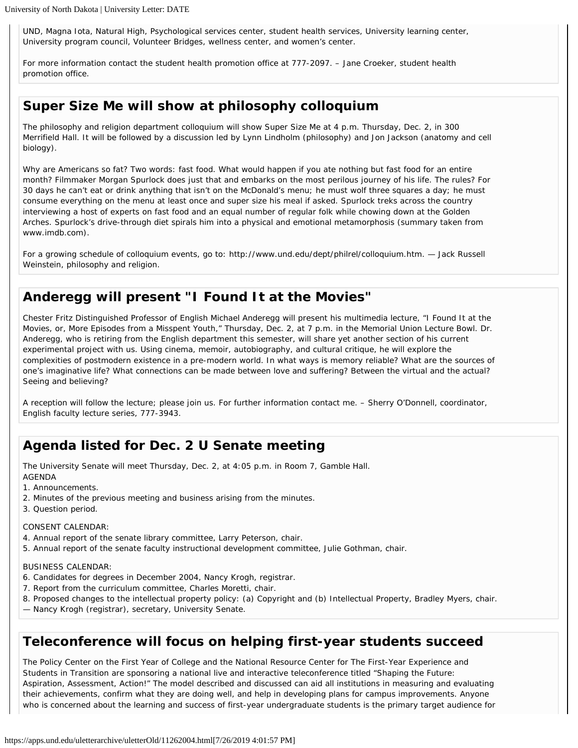UND, Magna Iota, Natural High, Psychological services center, student health services, University learning center, University program council, Volunteer Bridges, wellness center, and women's center.

For more information contact the student health promotion office at 777-2097. – Jane Croeker, student health promotion office.

## Super Size Me will show at philosophy colloquium

The philosophy and religion department colloquium will show Super Size Me at 4 p.m. Thursday, Dec. 2, in 300 Merrifield Hall. It will be followed by a discussion led by Lynn Lindholm (philosophy) and Jon Jackson (anatomy and cell biology).

Why are Americans so fat? Two words: fast food. What would happen if you ate nothing but fast food for an entire month? Filmmaker Morgan Spurlock does just that and embarks on the most perilous journey of his life. The rules? For 30 days he can't eat or drink anything that isn't on the McDonald's menu; he must wolf three squares a day; he must consume everything on the menu at least once and super size his meal if asked. Spurlock treks across the country interviewing a host of experts on fast food and an equal number of regular folk while chowing down at the Golden Arches. Spurlock's drive-through diet spirals him into a physical and emotional metamorphosis (summary taken from www.imdb.com).

For a growing schedule of colloquium events, go to: http://www.und.edu/dept/philrel/colloquium.htm. — Jack Russell Weinstein, philosophy and religion.

## Anderegg will present "I Found It at the Movies"

Chester Fritz Distinguished Professor of English Michael Anderegg will present his multimedia lecture, "I Found It at the Movies, or, More Episodes from a Misspent Youth," Thursday, Dec. 2, at 7 p.m. in the Memorial Union Lecture Bowl. Dr. Anderegg, who is retiring from the English department this semester, will share yet another section of his current experimental project with us. Using cinema, memoir, autobiography, and cultural critique, he will explore the complexities of postmodern existence in a pre-modern world. In what ways is memory reliable? What are the sources of one's imaginative life? What connections can be made between love and suffering? Between the virtual and the actual? Seeing and believing?

A reception will follow the lecture; please join us. For further information contact me. – Sherry O'Donnell, coordinator, English faculty lecture series, 777-3943.

## Agenda listed for Dec. 2 U Senate meeting

The University Senate will meet Thursday, Dec. 2, at 4:05 p.m. in Room 7, Gamble Hall.

AGENDA

1. Announcements.
2. Minutes of the previous meeting and business arising from the minutes.
3. Question period.

CONSENT CALENDAR:

4. Annual report of the senate library committee, Larry Peterson, chair.
5. Annual report of the senate faculty instructional development committee, Julie Gothman, chair.

BUSINESS CALENDAR:

6. Candidates for degrees in December 2004, Nancy Krogh, registrar.
7. Report from the curriculum committee, Charles Moretti, chair.
8. Proposed changes to the intellectual property policy: (a) Copyright and (b) Intellectual Property, Bradley Myers, chair.

— Nancy Krogh (registrar), secretary, University Senate.

## Teleconference will focus on helping first-year students succeed

The Policy Center on the First Year of College and the National Resource Center for The First-Year Experience and Students in Transition are sponsoring a national live and interactive teleconference titled "Shaping the Future: Aspiration, Assessment, Action!" The model described and discussed can aid all institutions in measuring and evaluating their achievements, confirm what they are doing well, and help in developing plans for campus improvements. Anyone who is concerned about the learning and success of first-year undergraduate students is the primary target audience for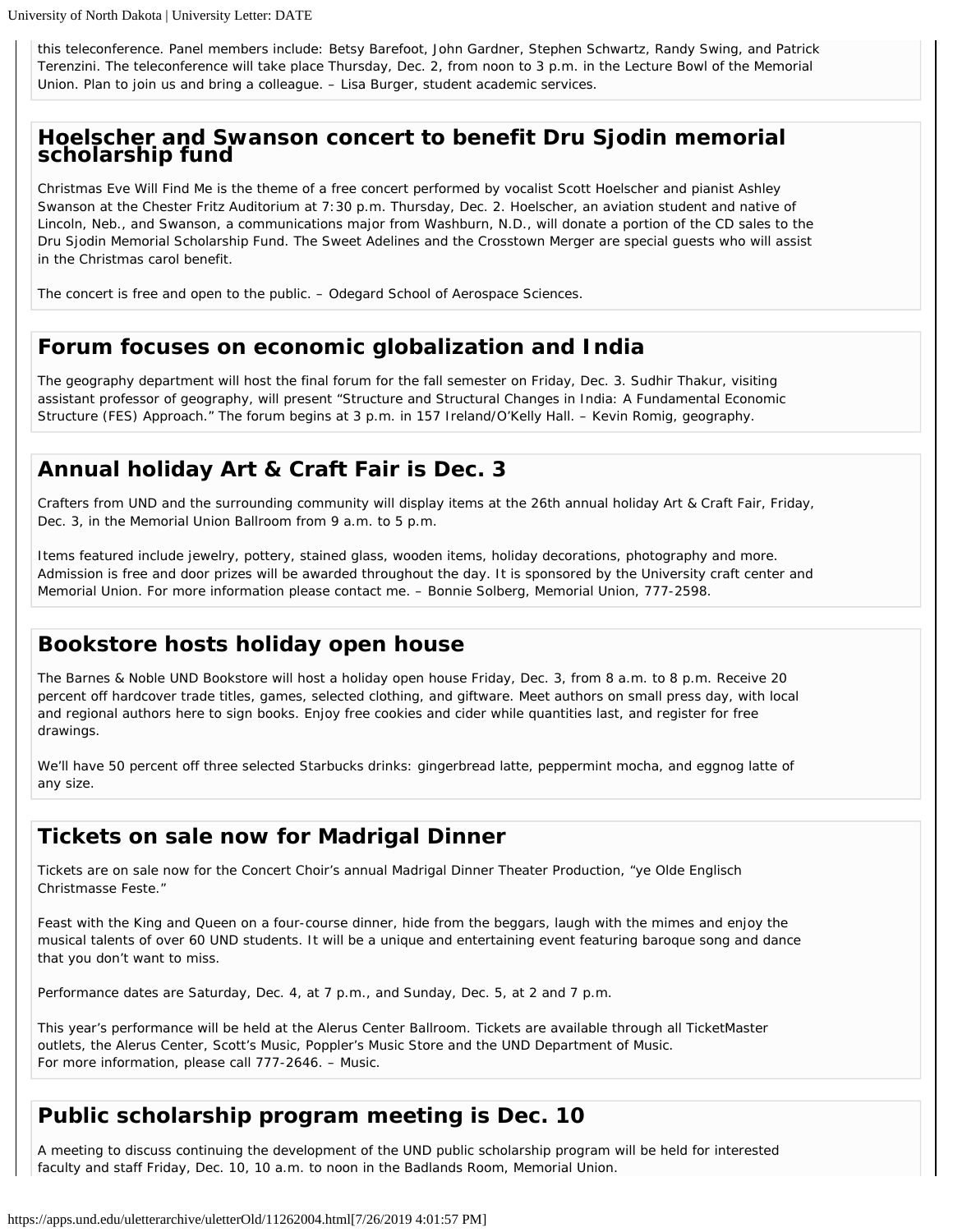this teleconference. Panel members include: Betsy Barefoot, John Gardner, Stephen Schwartz, Randy Swing, and Patrick Terenzini. The teleconference will take place Thursday, Dec. 2, from noon to 3 p.m. in the Lecture Bowl of the Memorial Union. Plan to join us and bring a colleague. – Lisa Burger, student academic services.

## Hoelscher and Swanson concert to benefit Dru Sjodin memorial scholarship fund

Christmas Eve Will Find Me is the theme of a free concert performed by vocalist Scott Hoelscher and pianist Ashley Swanson at the Chester Fritz Auditorium at 7:30 p.m. Thursday, Dec. 2. Hoelscher, an aviation student and native of Lincoln, Neb., and Swanson, a communications major from Washburn, N.D., will donate a portion of the CD sales to the Dru Sjodin Memorial Scholarship Fund. The Sweet Adelines and the Crosstown Merger are special guests who will assist in the Christmas carol benefit.

The concert is free and open to the public. – Odegard School of Aerospace Sciences.

## Forum focuses on economic globalization and India

The geography department will host the final forum for the fall semester on Friday, Dec. 3. Sudhir Thakur, visiting assistant professor of geography, will present "Structure and Structural Changes in India: A Fundamental Economic Structure (FES) Approach." The forum begins at 3 p.m. in 157 Ireland/O'Kelly Hall. – Kevin Romig, geography.

## Annual holiday Art & Craft Fair is Dec. 3

Crafters from UND and the surrounding community will display items at the 26th annual holiday Art & Craft Fair, Friday, Dec. 3, in the Memorial Union Ballroom from 9 a.m. to 5 p.m.

Items featured include jewelry, pottery, stained glass, wooden items, holiday decorations, photography and more. Admission is free and door prizes will be awarded throughout the day. It is sponsored by the University craft center and Memorial Union. For more information please contact me. – Bonnie Solberg, Memorial Union, 777-2598.

## Bookstore hosts holiday open house

The Barnes & Noble UND Bookstore will host a holiday open house Friday, Dec. 3, from 8 a.m. to 8 p.m. Receive 20 percent off hardcover trade titles, games, selected clothing, and giftware. Meet authors on small press day, with local and regional authors here to sign books. Enjoy free cookies and cider while quantities last, and register for free drawings.

We'll have 50 percent off three selected Starbucks drinks: gingerbread latte, peppermint mocha, and eggnog latte of any size.

## Tickets on sale now for Madrigal Dinner

Tickets are on sale now for the Concert Choir's annual Madrigal Dinner Theater Production, "ye Olde Englisch Christmasse Feste."

Feast with the King and Queen on a four-course dinner, hide from the beggars, laugh with the mimes and enjoy the musical talents of over 60 UND students. It will be a unique and entertaining event featuring baroque song and dance that you don't want to miss.

Performance dates are Saturday, Dec. 4, at 7 p.m., and Sunday, Dec. 5, at 2 and 7 p.m.

This year's performance will be held at the Alerus Center Ballroom. Tickets are available through all TicketMaster outlets, the Alerus Center, Scott's Music, Poppler's Music Store and the UND Department of Music.
For more information, please call 777-2646. – Music.

## Public scholarship program meeting is Dec. 10

A meeting to discuss continuing the development of the UND public scholarship program will be held for interested faculty and staff Friday, Dec. 10, 10 a.m. to noon in the Badlands Room, Memorial Union.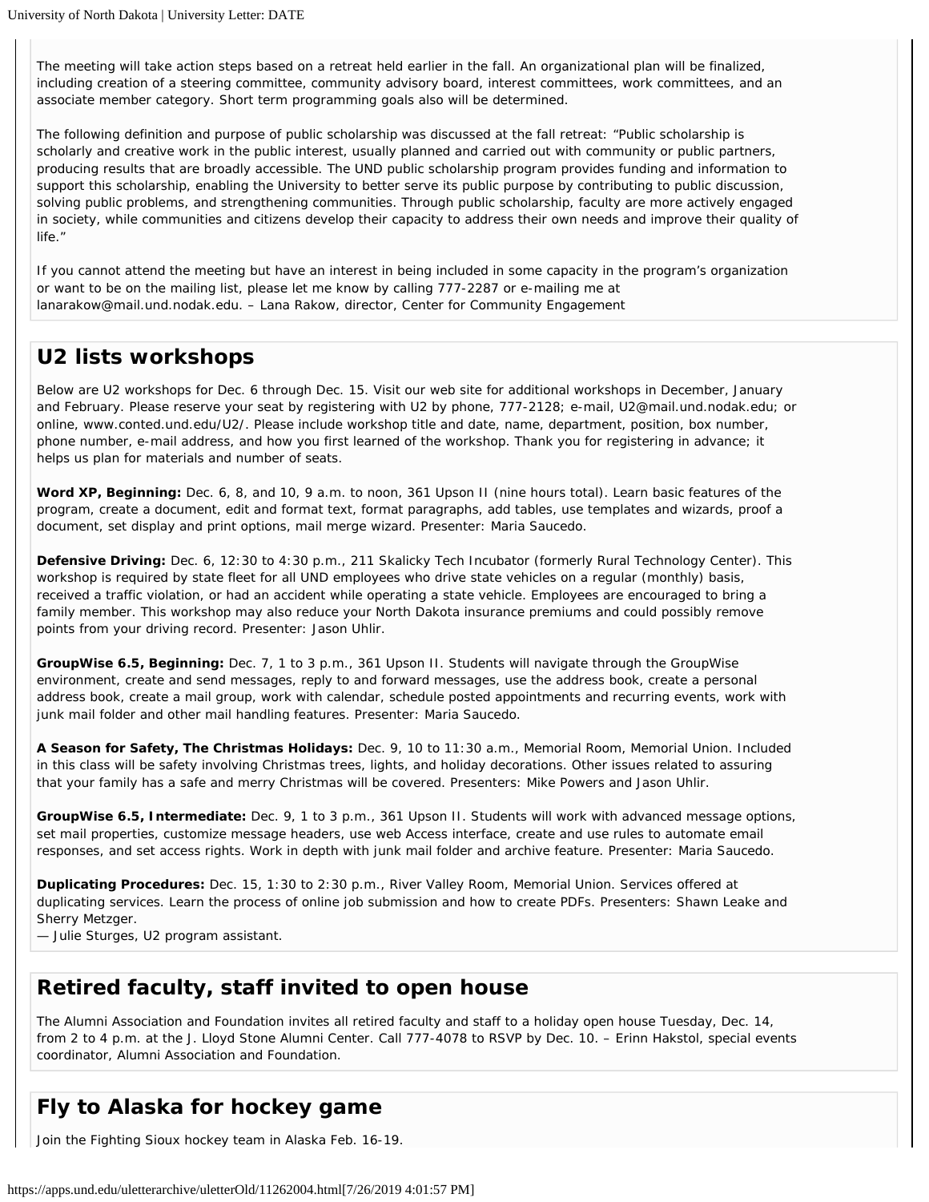The meeting will take action steps based on a retreat held earlier in the fall. An organizational plan will be finalized, including creation of a steering committee, community advisory board, interest committees, work committees, and an associate member category. Short term programming goals also will be determined.

The following definition and purpose of public scholarship was discussed at the fall retreat: "Public scholarship is scholarly and creative work in the public interest, usually planned and carried out with community or public partners, producing results that are broadly accessible. The UND public scholarship program provides funding and information to support this scholarship, enabling the University to better serve its public purpose by contributing to public discussion, solving public problems, and strengthening communities. Through public scholarship, faculty are more actively engaged in society, while communities and citizens develop their capacity to address their own needs and improve their quality of life."

If you cannot attend the meeting but have an interest in being included in some capacity in the program's organization or want to be on the mailing list, please let me know by calling 777-2287 or e-mailing me at lanarakow@mail.und.nodak.edu. – Lana Rakow, director, Center for Community Engagement

## U2 lists workshops

Below are U2 workshops for Dec. 6 through Dec. 15. Visit our web site for additional workshops in December, January and February. Please reserve your seat by registering with U2 by phone, 777-2128; e-mail, U2@mail.und.nodak.edu; or online, www.conted.und.edu/U2/. Please include workshop title and date, name, department, position, box number, phone number, e-mail address, and how you first learned of the workshop. Thank you for registering in advance; it helps us plan for materials and number of seats.

**Word XP, Beginning:** Dec. 6, 8, and 10, 9 a.m. to noon, 361 Upson II (nine hours total). Learn basic features of the program, create a document, edit and format text, format paragraphs, add tables, use templates and wizards, proof a document, set display and print options, mail merge wizard. Presenter: Maria Saucedo.

**Defensive Driving:** Dec. 6, 12:30 to 4:30 p.m., 211 Skalicky Tech Incubator (formerly Rural Technology Center). This workshop is required by state fleet for all UND employees who drive state vehicles on a regular (monthly) basis, received a traffic violation, or had an accident while operating a state vehicle. Employees are encouraged to bring a family member. This workshop may also reduce your North Dakota insurance premiums and could possibly remove points from your driving record. Presenter: Jason Uhlir.

**GroupWise 6.5, Beginning:** Dec. 7, 1 to 3 p.m., 361 Upson II. Students will navigate through the GroupWise environment, create and send messages, reply to and forward messages, use the address book, create a personal address book, create a mail group, work with calendar, schedule posted appointments and recurring events, work with junk mail folder and other mail handling features. Presenter: Maria Saucedo.

**A Season for Safety, The Christmas Holidays:** Dec. 9, 10 to 11:30 a.m., Memorial Room, Memorial Union. Included in this class will be safety involving Christmas trees, lights, and holiday decorations. Other issues related to assuring that your family has a safe and merry Christmas will be covered. Presenters: Mike Powers and Jason Uhlir.

**GroupWise 6.5, Intermediate:** Dec. 9, 1 to 3 p.m., 361 Upson II. Students will work with advanced message options, set mail properties, customize message headers, use web Access interface, create and use rules to automate email responses, and set access rights. Work in depth with junk mail folder and archive feature. Presenter: Maria Saucedo.

**Duplicating Procedures:** Dec. 15, 1:30 to 2:30 p.m., River Valley Room, Memorial Union. Services offered at duplicating services. Learn the process of online job submission and how to create PDFs. Presenters: Shawn Leake and Sherry Metzger.
— Julie Sturges, U2 program assistant.

## Retired faculty, staff invited to open house

The Alumni Association and Foundation invites all retired faculty and staff to a holiday open house Tuesday, Dec. 14, from 2 to 4 p.m. at the J. Lloyd Stone Alumni Center. Call 777-4078 to RSVP by Dec. 10. – Erinn Hakstol, special events coordinator, Alumni Association and Foundation.

## Fly to Alaska for hockey game

Join the Fighting Sioux hockey team in Alaska Feb. 16-19.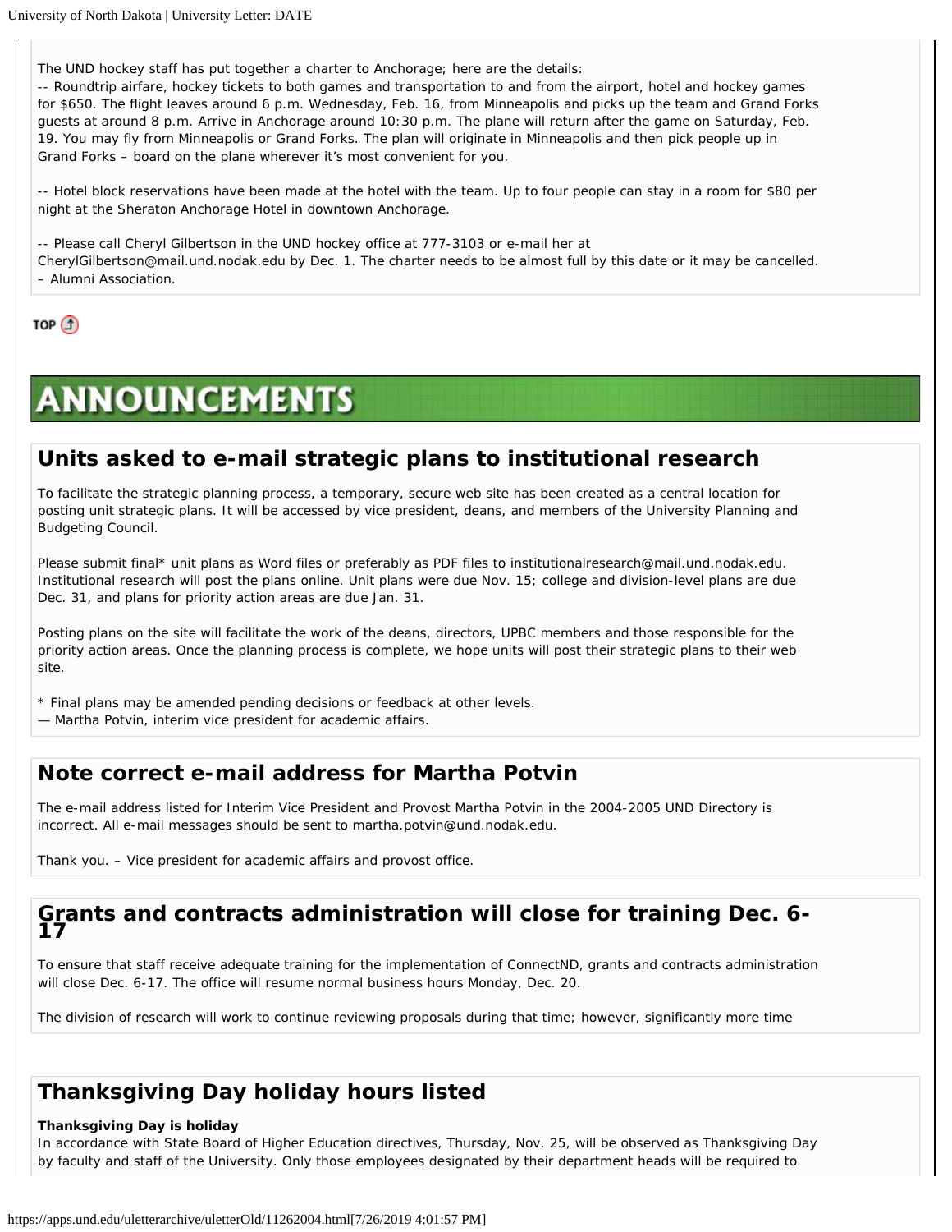The UND hockey staff has put together a charter to Anchorage; here are the details:
-- Roundtrip airfare, hockey tickets to both games and transportation to and from the airport, hotel and hockey games for $650. The flight leaves around 6 p.m. Wednesday, Feb. 16, from Minneapolis and picks up the team and Grand Forks guests at around 8 p.m. Arrive in Anchorage around 10:30 p.m. The plane will return after the game on Saturday, Feb. 19. You may fly from Minneapolis or Grand Forks. The plan will originate in Minneapolis and then pick people up in Grand Forks – board on the plane wherever it's most convenient for you.

-- Hotel block reservations have been made at the hotel with the team. Up to four people can stay in a room for $80 per night at the Sheraton Anchorage Hotel in downtown Anchorage.

-- Please call Cheryl Gilbertson in the UND hockey office at 777-3103 or e-mail her at CherylGilbertson@mail.und.nodak.edu by Dec. 1. The charter needs to be almost full by this date or it may be cancelled. – Alumni Association.

TOP

# ANNOUNCEMENTS

## Units asked to e-mail strategic plans to institutional research

To facilitate the strategic planning process, a temporary, secure web site has been created as a central location for posting unit strategic plans. It will be accessed by vice president, deans, and members of the University Planning and Budgeting Council.

Please submit final* unit plans as Word files or preferably as PDF files to institutionalresearch@mail.und.nodak.edu. Institutional research will post the plans online. Unit plans were due Nov. 15; college and division-level plans are due Dec. 31, and plans for priority action areas are due Jan. 31.

Posting plans on the site will facilitate the work of the deans, directors, UPBC members and those responsible for the priority action areas. Once the planning process is complete, we hope units will post their strategic plans to their web site.

* Final plans may be amended pending decisions or feedback at other levels.
— Martha Potvin, interim vice president for academic affairs.

## Note correct e-mail address for Martha Potvin

The e-mail address listed for Interim Vice President and Provost Martha Potvin in the 2004-2005 UND Directory is incorrect. All e-mail messages should be sent to martha.potvin@und.nodak.edu.

Thank you. – Vice president for academic affairs and provost office.

## Grants and contracts administration will close for training Dec. 6-17

To ensure that staff receive adequate training for the implementation of ConnectND, grants and contracts administration will close Dec. 6-17. The office will resume normal business hours Monday, Dec. 20.

The division of research will work to continue reviewing proposals during that time; however, significantly more time

## Thanksgiving Day holiday hours listed

**Thanksgiving Day is holiday**
In accordance with State Board of Higher Education directives, Thursday, Nov. 25, will be observed as Thanksgiving Day by faculty and staff of the University. Only those employees designated by their department heads will be required to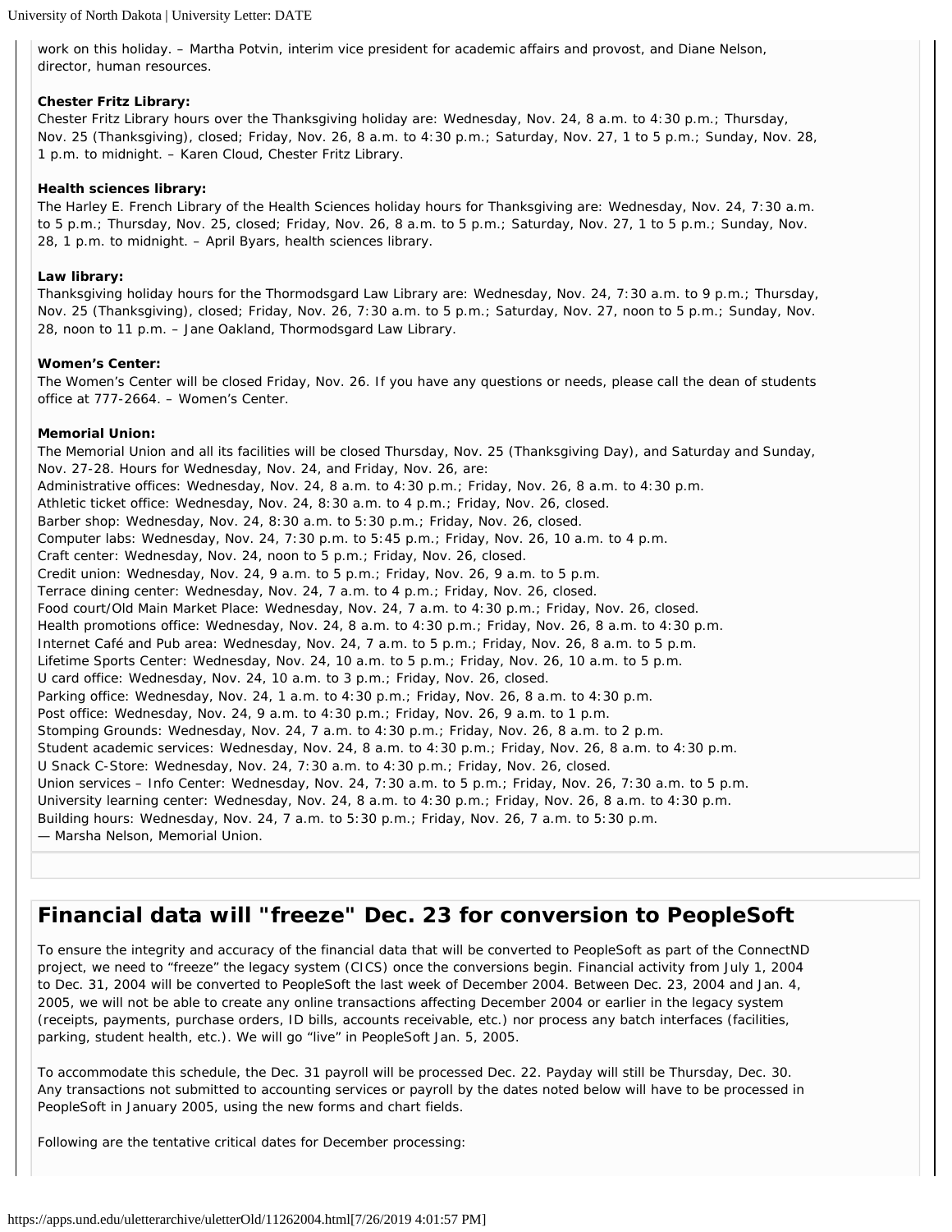work on this holiday. – Martha Potvin, interim vice president for academic affairs and provost, and Diane Nelson, director, human resources.

**Chester Fritz Library:**
Chester Fritz Library hours over the Thanksgiving holiday are: Wednesday, Nov. 24, 8 a.m. to 4:30 p.m.; Thursday, Nov. 25 (Thanksgiving), closed; Friday, Nov. 26, 8 a.m. to 4:30 p.m.; Saturday, Nov. 27, 1 to 5 p.m.; Sunday, Nov. 28, 1 p.m. to midnight. – Karen Cloud, Chester Fritz Library.

**Health sciences library:**
The Harley E. French Library of the Health Sciences holiday hours for Thanksgiving are: Wednesday, Nov. 24, 7:30 a.m. to 5 p.m.; Thursday, Nov. 25, closed; Friday, Nov. 26, 8 a.m. to 5 p.m.; Saturday, Nov. 27, 1 to 5 p.m.; Sunday, Nov. 28, 1 p.m. to midnight. – April Byars, health sciences library.

**Law library:**
Thanksgiving holiday hours for the Thormodsgard Law Library are: Wednesday, Nov. 24, 7:30 a.m. to 9 p.m.; Thursday, Nov. 25 (Thanksgiving), closed; Friday, Nov. 26, 7:30 a.m. to 5 p.m.; Saturday, Nov. 27, noon to 5 p.m.; Sunday, Nov. 28, noon to 11 p.m. – Jane Oakland, Thormodsgard Law Library.

**Women's Center:**
The Women's Center will be closed Friday, Nov. 26. If you have any questions or needs, please call the dean of students office at 777-2664. – Women's Center.

**Memorial Union:**
The Memorial Union and all its facilities will be closed Thursday, Nov. 25 (Thanksgiving Day), and Saturday and Sunday, Nov. 27-28. Hours for Wednesday, Nov. 24, and Friday, Nov. 26, are:
Administrative offices: Wednesday, Nov. 24, 8 a.m. to 4:30 p.m.; Friday, Nov. 26, 8 a.m. to 4:30 p.m.
Athletic ticket office: Wednesday, Nov. 24, 8:30 a.m. to 4 p.m.; Friday, Nov. 26, closed.
Barber shop: Wednesday, Nov. 24, 8:30 a.m. to 5:30 p.m.; Friday, Nov. 26, closed.
Computer labs: Wednesday, Nov. 24, 7:30 p.m. to 5:45 p.m.; Friday, Nov. 26, 10 a.m. to 4 p.m.
Craft center: Wednesday, Nov. 24, noon to 5 p.m.; Friday, Nov. 26, closed.
Credit union: Wednesday, Nov. 24, 9 a.m. to 5 p.m.; Friday, Nov. 26, 9 a.m. to 5 p.m.
Terrace dining center: Wednesday, Nov. 24, 7 a.m. to 4 p.m.; Friday, Nov. 26, closed.
Food court/Old Main Market Place: Wednesday, Nov. 24, 7 a.m. to 4:30 p.m.; Friday, Nov. 26, closed.
Health promotions office: Wednesday, Nov. 24, 8 a.m. to 4:30 p.m.; Friday, Nov. 26, 8 a.m. to 4:30 p.m.
Internet Café and Pub area: Wednesday, Nov. 24, 7 a.m. to 5 p.m.; Friday, Nov. 26, 8 a.m. to 5 p.m.
Lifetime Sports Center: Wednesday, Nov. 24, 10 a.m. to 5 p.m.; Friday, Nov. 26, 10 a.m. to 5 p.m.
U card office: Wednesday, Nov. 24, 10 a.m. to 3 p.m.; Friday, Nov. 26, closed.
Parking office: Wednesday, Nov. 24, 1 a.m. to 4:30 p.m.; Friday, Nov. 26, 8 a.m. to 4:30 p.m.
Post office: Wednesday, Nov. 24, 9 a.m. to 4:30 p.m.; Friday, Nov. 26, 9 a.m. to 1 p.m.
Stomping Grounds: Wednesday, Nov. 24, 7 a.m. to 4:30 p.m.; Friday, Nov. 26, 8 a.m. to 2 p.m.
Student academic services: Wednesday, Nov. 24, 8 a.m. to 4:30 p.m.; Friday, Nov. 26, 8 a.m. to 4:30 p.m.
U Snack C-Store: Wednesday, Nov. 24, 7:30 a.m. to 4:30 p.m.; Friday, Nov. 26, closed.
Union services – Info Center: Wednesday, Nov. 24, 7:30 a.m. to 5 p.m.; Friday, Nov. 26, 7:30 a.m. to 5 p.m.
University learning center: Wednesday, Nov. 24, 8 a.m. to 4:30 p.m.; Friday, Nov. 26, 8 a.m. to 4:30 p.m.
Building hours: Wednesday, Nov. 24, 7 a.m. to 5:30 p.m.; Friday, Nov. 26, 7 a.m. to 5:30 p.m.
— Marsha Nelson, Memorial Union.

## Financial data will "freeze" Dec. 23 for conversion to PeopleSoft

To ensure the integrity and accuracy of the financial data that will be converted to PeopleSoft as part of the ConnectND project, we need to "freeze" the legacy system (CICS) once the conversions begin. Financial activity from July 1, 2004 to Dec. 31, 2004 will be converted to PeopleSoft the last week of December 2004. Between Dec. 23, 2004 and Jan. 4, 2005, we will not be able to create any online transactions affecting December 2004 or earlier in the legacy system (receipts, payments, purchase orders, ID bills, accounts receivable, etc.) nor process any batch interfaces (facilities, parking, student health, etc.). We will go "live" in PeopleSoft Jan. 5, 2005.

To accommodate this schedule, the Dec. 31 payroll will be processed Dec. 22. Payday will still be Thursday, Dec. 30. Any transactions not submitted to accounting services or payroll by the dates noted below will have to be processed in PeopleSoft in January 2005, using the new forms and chart fields.

Following are the tentative critical dates for December processing: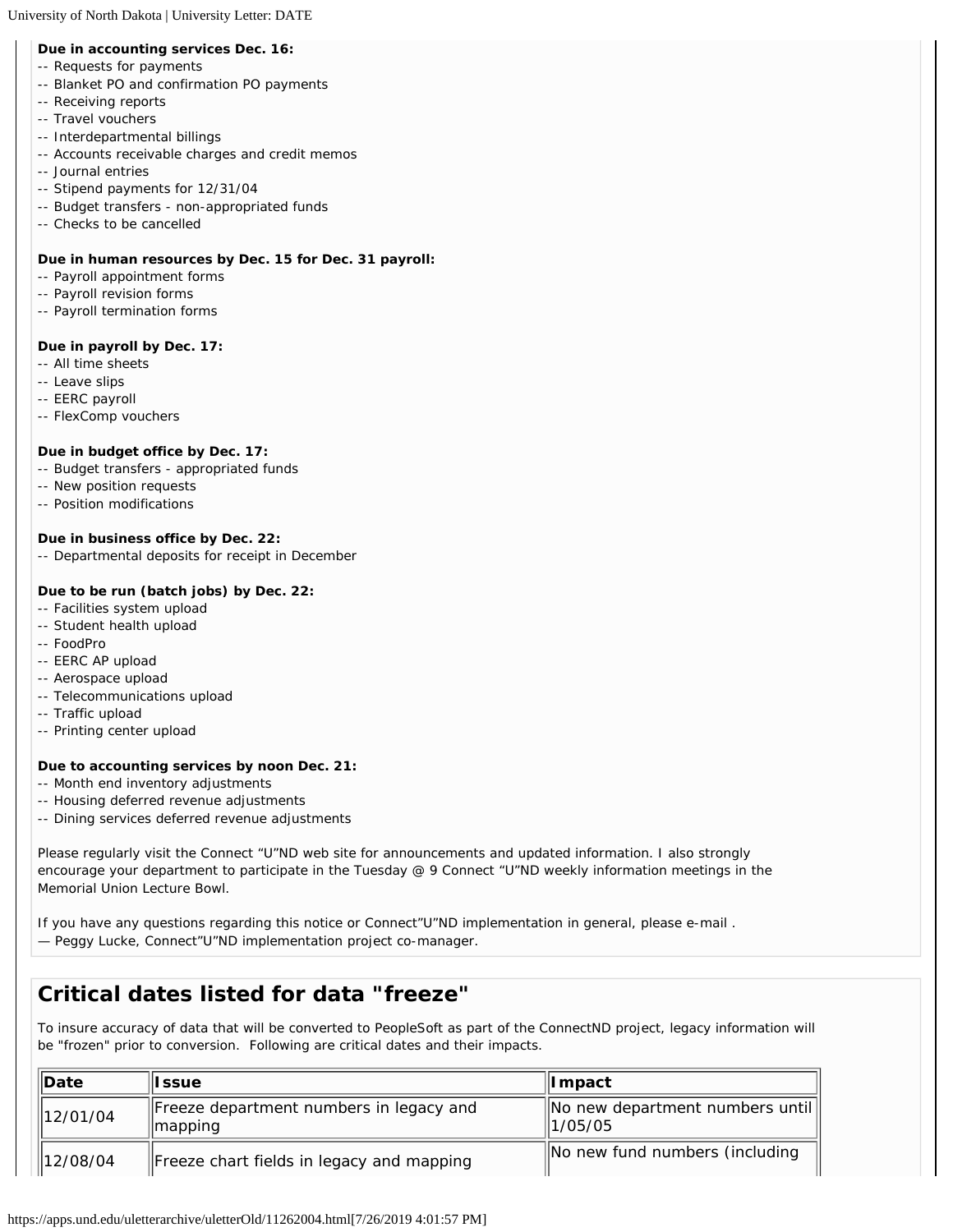**Due in accounting services Dec. 16:**
-- Requests for payments
-- Blanket PO and confirmation PO payments
-- Receiving reports
-- Travel vouchers
-- Interdepartmental billings
-- Accounts receivable charges and credit memos
-- Journal entries
-- Stipend payments for 12/31/04
-- Budget transfers - non-appropriated funds
-- Checks to be cancelled

**Due in human resources by Dec. 15 for Dec. 31 payroll:**
-- Payroll appointment forms
-- Payroll revision forms
-- Payroll termination forms

**Due in payroll by Dec. 17:**
-- All time sheets
-- Leave slips
-- EERC payroll
-- FlexComp vouchers

**Due in budget office by Dec. 17:**
-- Budget transfers - appropriated funds
-- New position requests
-- Position modifications

**Due in business office by Dec. 22:**
-- Departmental deposits for receipt in December

**Due to be run (batch jobs) by Dec. 22:**
-- Facilities system upload
-- Student health upload
-- FoodPro
-- EERC AP upload
-- Aerospace upload
-- Telecommunications upload
-- Traffic upload
-- Printing center upload

**Due to accounting services by noon Dec. 21:**
-- Month end inventory adjustments
-- Housing deferred revenue adjustments
-- Dining services deferred revenue adjustments

Please regularly visit the Connect "U"ND web site for announcements and updated information. I also strongly encourage your department to participate in the Tuesday @ 9 Connect "U"ND weekly information meetings in the Memorial Union Lecture Bowl.

If you have any questions regarding this notice or Connect"U"ND implementation in general, please e-mail .
— Peggy Lucke, Connect"U"ND implementation project co-manager.

## Critical dates listed for data "freeze"

To insure accuracy of data that will be converted to PeopleSoft as part of the ConnectND project, legacy information will be "frozen" prior to conversion. Following are critical dates and their impacts.

| Date | Issue | Impact |
|---|---|---|
| 12/01/04 | Freeze department numbers in legacy and mapping | No new department numbers until 1/05/05 |
| 12/08/04 | Freeze chart fields in legacy and mapping | No new fund numbers (including |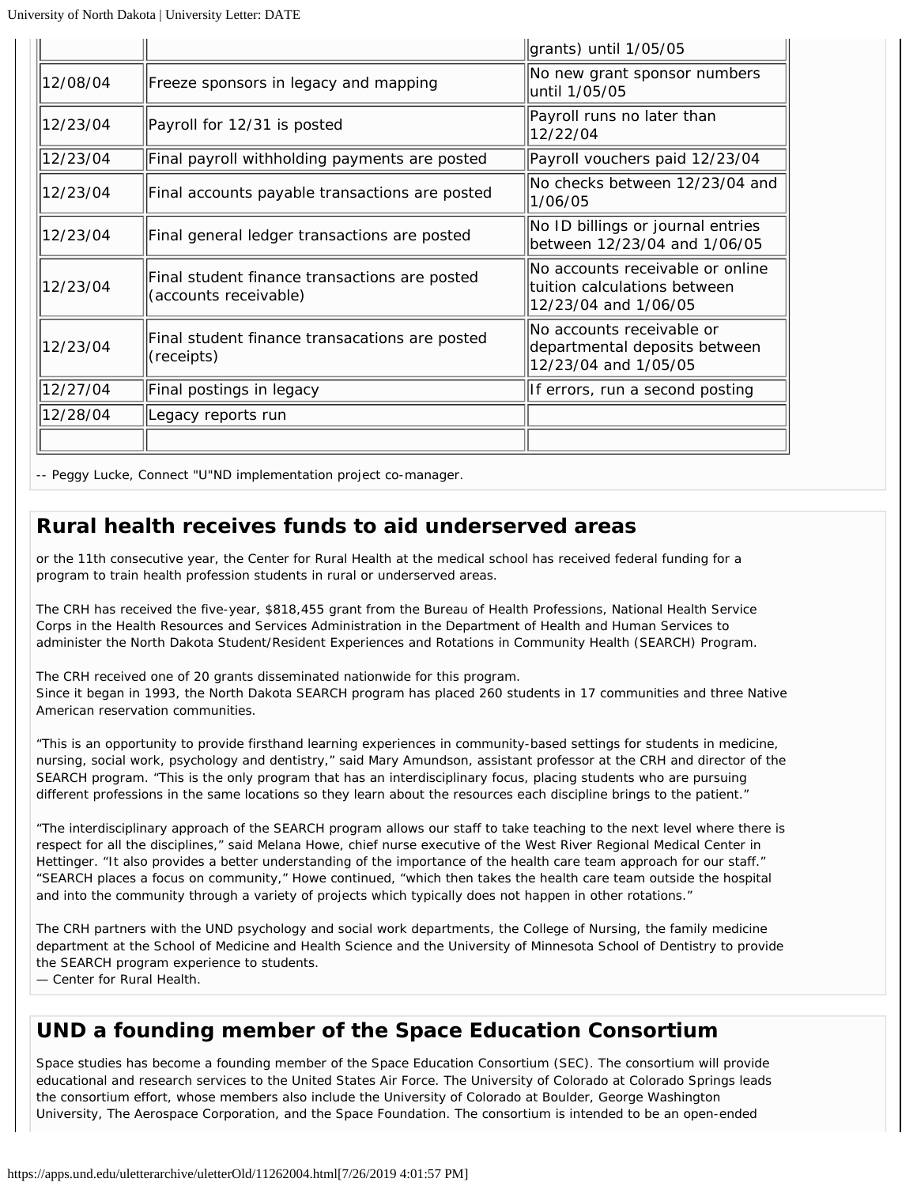| | | |
|---|---|---|
| | | grants) until 1/05/05 |
| 12/08/04 | Freeze sponsors in legacy and mapping | No new grant sponsor numbers until 1/05/05 |
| 12/23/04 | Payroll for 12/31 is posted | Payroll runs no later than 12/22/04 |
| 12/23/04 | Final payroll withholding payments are posted | Payroll vouchers paid 12/23/04 |
| 12/23/04 | Final accounts payable transactions are posted | No checks between 12/23/04 and 1/06/05 |
| 12/23/04 | Final general ledger transactions are posted | No ID billings or journal entries between 12/23/04 and 1/06/05 |
| 12/23/04 | Final student finance transactions are posted (accounts receivable) | No accounts receivable or online tuition calculations between 12/23/04 and 1/06/05 |
| 12/23/04 | Final student finance transacations are posted (receipts) | No accounts receivable or departmental deposits between 12/23/04 and 1/05/05 |
| 12/27/04 | Final postings in legacy | If errors, run a second posting |
| 12/28/04 | Legacy reports run | |
| | | |

-- Peggy Lucke, Connect "U"ND implementation project co-manager.

## Rural health receives funds to aid underserved areas

or the 11th consecutive year, the Center for Rural Health at the medical school has received federal funding for a program to train health profession students in rural or underserved areas.

The CRH has received the five-year, $818,455 grant from the Bureau of Health Professions, National Health Service Corps in the Health Resources and Services Administration in the Department of Health and Human Services to administer the North Dakota Student/Resident Experiences and Rotations in Community Health (SEARCH) Program.

The CRH received one of 20 grants disseminated nationwide for this program.
Since it began in 1993, the North Dakota SEARCH program has placed 260 students in 17 communities and three Native American reservation communities.

"This is an opportunity to provide firsthand learning experiences in community-based settings for students in medicine, nursing, social work, psychology and dentistry," said Mary Amundson, assistant professor at the CRH and director of the SEARCH program. "This is the only program that has an interdisciplinary focus, placing students who are pursuing different professions in the same locations so they learn about the resources each discipline brings to the patient."

"The interdisciplinary approach of the SEARCH program allows our staff to take teaching to the next level where there is respect for all the disciplines," said Melana Howe, chief nurse executive of the West River Regional Medical Center in Hettinger. "It also provides a better understanding of the importance of the health care team approach for our staff." "SEARCH places a focus on community," Howe continued, "which then takes the health care team outside the hospital and into the community through a variety of projects which typically does not happen in other rotations."

The CRH partners with the UND psychology and social work departments, the College of Nursing, the family medicine department at the School of Medicine and Health Science and the University of Minnesota School of Dentistry to provide the SEARCH program experience to students.
— Center for Rural Health.

## UND a founding member of the Space Education Consortium

Space studies has become a founding member of the Space Education Consortium (SEC). The consortium will provide educational and research services to the United States Air Force. The University of Colorado at Colorado Springs leads the consortium effort, whose members also include the University of Colorado at Boulder, George Washington University, The Aerospace Corporation, and the Space Foundation. The consortium is intended to be an open-ended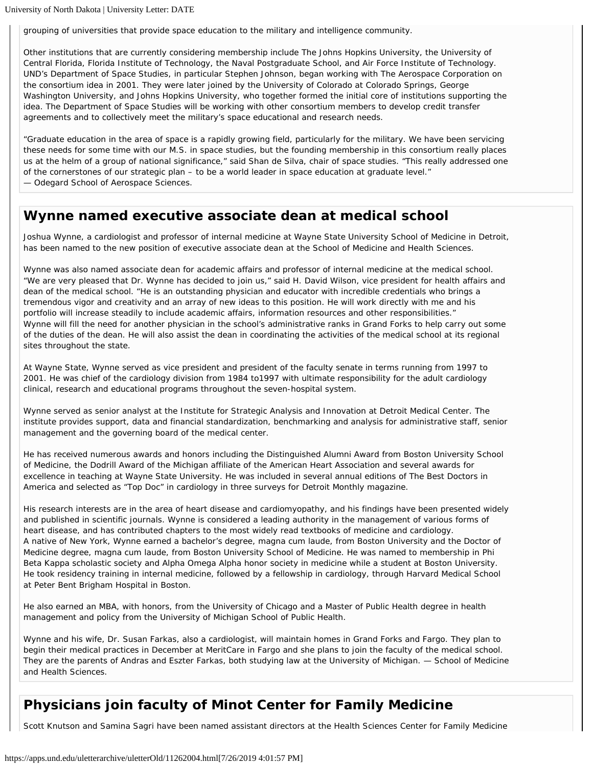grouping of universities that provide space education to the military and intelligence community.

Other institutions that are currently considering membership include The Johns Hopkins University, the University of Central Florida, Florida Institute of Technology, the Naval Postgraduate School, and Air Force Institute of Technology. UND's Department of Space Studies, in particular Stephen Johnson, began working with The Aerospace Corporation on the consortium idea in 2001. They were later joined by the University of Colorado at Colorado Springs, George Washington University, and Johns Hopkins University, who together formed the initial core of institutions supporting the idea. The Department of Space Studies will be working with other consortium members to develop credit transfer agreements and to collectively meet the military's space educational and research needs.

"Graduate education in the area of space is a rapidly growing field, particularly for the military. We have been servicing these needs for some time with our M.S. in space studies, but the founding membership in this consortium really places us at the helm of a group of national significance," said Shan de Silva, chair of space studies. "This really addressed one of the cornerstones of our strategic plan – to be a world leader in space education at graduate level."
— Odegard School of Aerospace Sciences.

## Wynne named executive associate dean at medical school

Joshua Wynne, a cardiologist and professor of internal medicine at Wayne State University School of Medicine in Detroit, has been named to the new position of executive associate dean at the School of Medicine and Health Sciences.

Wynne was also named associate dean for academic affairs and professor of internal medicine at the medical school. "We are very pleased that Dr. Wynne has decided to join us," said H. David Wilson, vice president for health affairs and dean of the medical school. "He is an outstanding physician and educator with incredible credentials who brings a tremendous vigor and creativity and an array of new ideas to this position. He will work directly with me and his portfolio will increase steadily to include academic affairs, information resources and other responsibilities."
Wynne will fill the need for another physician in the school's administrative ranks in Grand Forks to help carry out some of the duties of the dean. He will also assist the dean in coordinating the activities of the medical school at its regional sites throughout the state.

At Wayne State, Wynne served as vice president and president of the faculty senate in terms running from 1997 to 2001. He was chief of the cardiology division from 1984 to1997 with ultimate responsibility for the adult cardiology clinical, research and educational programs throughout the seven-hospital system.

Wynne served as senior analyst at the Institute for Strategic Analysis and Innovation at Detroit Medical Center. The institute provides support, data and financial standardization, benchmarking and analysis for administrative staff, senior management and the governing board of the medical center.

He has received numerous awards and honors including the Distinguished Alumni Award from Boston University School of Medicine, the Dodrill Award of the Michigan affiliate of the American Heart Association and several awards for excellence in teaching at Wayne State University. He was included in several annual editions of The Best Doctors in America and selected as "Top Doc" in cardiology in three surveys for Detroit Monthly magazine.

His research interests are in the area of heart disease and cardiomyopathy, and his findings have been presented widely and published in scientific journals. Wynne is considered a leading authority in the management of various forms of heart disease, and has contributed chapters to the most widely read textbooks of medicine and cardiology.
A native of New York, Wynne earned a bachelor's degree, magna cum laude, from Boston University and the Doctor of Medicine degree, magna cum laude, from Boston University School of Medicine. He was named to membership in Phi Beta Kappa scholastic society and Alpha Omega Alpha honor society in medicine while a student at Boston University. He took residency training in internal medicine, followed by a fellowship in cardiology, through Harvard Medical School at Peter Bent Brigham Hospital in Boston.

He also earned an MBA, with honors, from the University of Chicago and a Master of Public Health degree in health management and policy from the University of Michigan School of Public Health.

Wynne and his wife, Dr. Susan Farkas, also a cardiologist, will maintain homes in Grand Forks and Fargo. They plan to begin their medical practices in December at MeritCare in Fargo and she plans to join the faculty of the medical school. They are the parents of Andras and Eszter Farkas, both studying law at the University of Michigan. — School of Medicine and Health Sciences.

## Physicians join faculty of Minot Center for Family Medicine

Scott Knutson and Samina Sagri have been named assistant directors at the Health Sciences Center for Family Medicine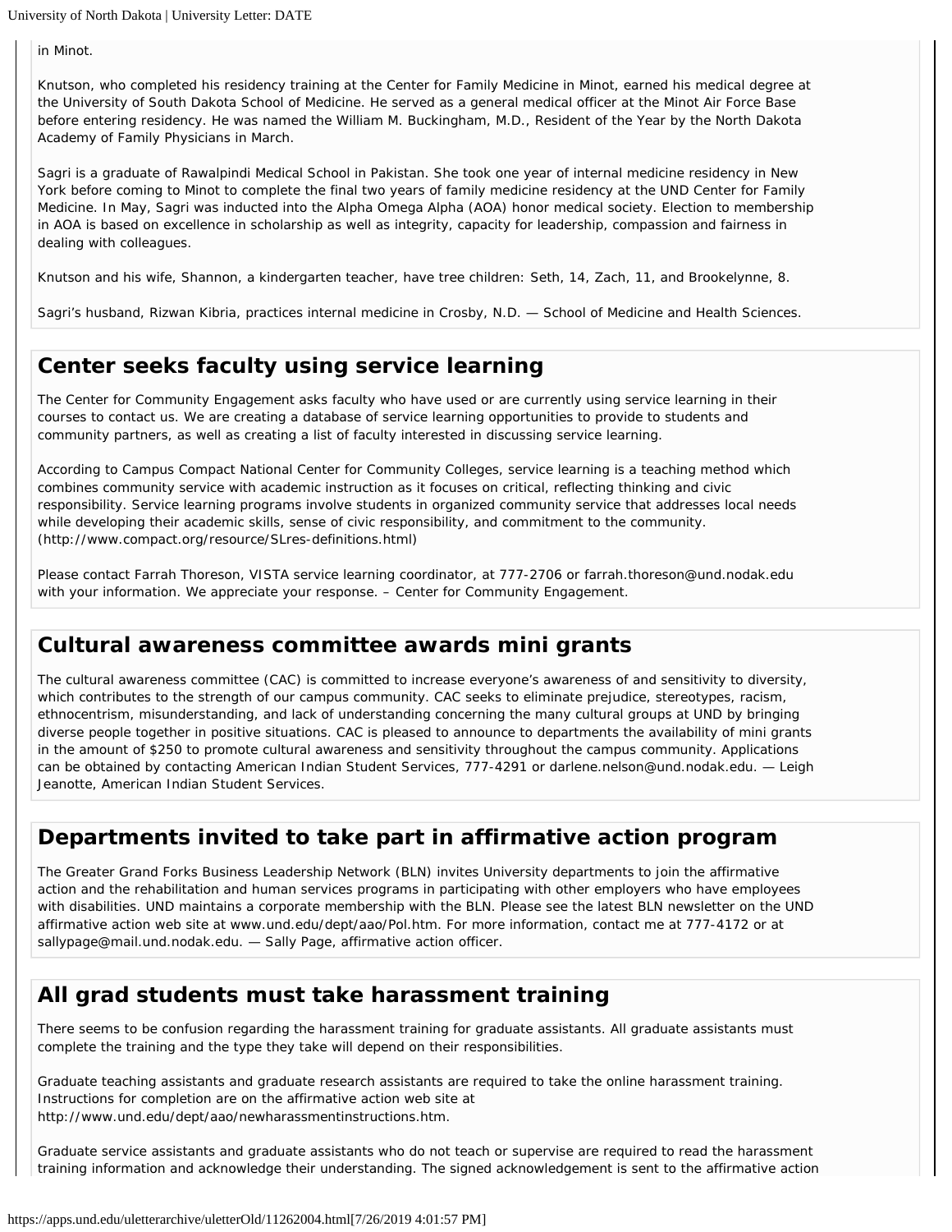in Minot.

Knutson, who completed his residency training at the Center for Family Medicine in Minot, earned his medical degree at the University of South Dakota School of Medicine. He served as a general medical officer at the Minot Air Force Base before entering residency. He was named the William M. Buckingham, M.D., Resident of the Year by the North Dakota Academy of Family Physicians in March.

Sagri is a graduate of Rawalpindi Medical School in Pakistan. She took one year of internal medicine residency in New York before coming to Minot to complete the final two years of family medicine residency at the UND Center for Family Medicine. In May, Sagri was inducted into the Alpha Omega Alpha (AOA) honor medical society. Election to membership in AOA is based on excellence in scholarship as well as integrity, capacity for leadership, compassion and fairness in dealing with colleagues.

Knutson and his wife, Shannon, a kindergarten teacher, have tree children: Seth, 14, Zach, 11, and Brookelynne, 8.

Sagri's husband, Rizwan Kibria, practices internal medicine in Crosby, N.D. — School of Medicine and Health Sciences.

## Center seeks faculty using service learning

The Center for Community Engagement asks faculty who have used or are currently using service learning in their courses to contact us. We are creating a database of service learning opportunities to provide to students and community partners, as well as creating a list of faculty interested in discussing service learning.

According to Campus Compact National Center for Community Colleges, service learning is a teaching method which combines community service with academic instruction as it focuses on critical, reflecting thinking and civic responsibility. Service learning programs involve students in organized community service that addresses local needs while developing their academic skills, sense of civic responsibility, and commitment to the community. (http://www.compact.org/resource/SLres-definitions.html)

Please contact Farrah Thoreson, VISTA service learning coordinator, at 777-2706 or farrah.thoreson@und.nodak.edu with your information. We appreciate your response. – Center for Community Engagement.

## Cultural awareness committee awards mini grants

The cultural awareness committee (CAC) is committed to increase everyone's awareness of and sensitivity to diversity, which contributes to the strength of our campus community. CAC seeks to eliminate prejudice, stereotypes, racism, ethnocentrism, misunderstanding, and lack of understanding concerning the many cultural groups at UND by bringing diverse people together in positive situations. CAC is pleased to announce to departments the availability of mini grants in the amount of $250 to promote cultural awareness and sensitivity throughout the campus community. Applications can be obtained by contacting American Indian Student Services, 777-4291 or darlene.nelson@und.nodak.edu. — Leigh Jeanotte, American Indian Student Services.

## Departments invited to take part in affirmative action program

The Greater Grand Forks Business Leadership Network (BLN) invites University departments to join the affirmative action and the rehabilitation and human services programs in participating with other employers who have employees with disabilities. UND maintains a corporate membership with the BLN. Please see the latest BLN newsletter on the UND affirmative action web site at www.und.edu/dept/aao/Pol.htm. For more information, contact me at 777-4172 or at sallypage@mail.und.nodak.edu. — Sally Page, affirmative action officer.

## All grad students must take harassment training

There seems to be confusion regarding the harassment training for graduate assistants. All graduate assistants must complete the training and the type they take will depend on their responsibilities.

Graduate teaching assistants and graduate research assistants are required to take the online harassment training. Instructions for completion are on the affirmative action web site at http://www.und.edu/dept/aao/newharassmentinstructions.htm.

Graduate service assistants and graduate assistants who do not teach or supervise are required to read the harassment training information and acknowledge their understanding. The signed acknowledgement is sent to the affirmative action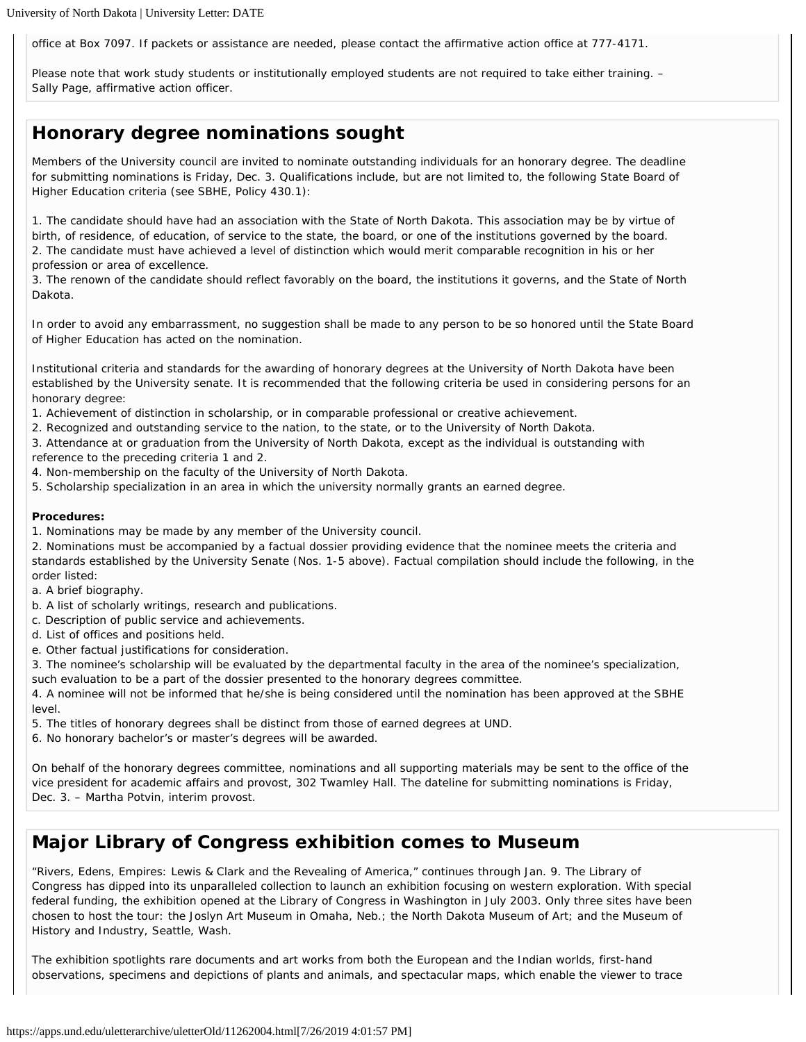office at Box 7097. If packets or assistance are needed, please contact the affirmative action office at 777-4171.

Please note that work study students or institutionally employed students are not required to take either training. – Sally Page, affirmative action officer.

## Honorary degree nominations sought

Members of the University council are invited to nominate outstanding individuals for an honorary degree. The deadline for submitting nominations is Friday, Dec. 3. Qualifications include, but are not limited to, the following State Board of Higher Education criteria (see SBHE, Policy 430.1):

1. The candidate should have had an association with the State of North Dakota. This association may be by virtue of birth, of residence, of education, of service to the state, the board, or one of the institutions governed by the board.
2. The candidate must have achieved a level of distinction which would merit comparable recognition in his or her profession or area of excellence.
3. The renown of the candidate should reflect favorably on the board, the institutions it governs, and the State of North Dakota.

In order to avoid any embarrassment, no suggestion shall be made to any person to be so honored until the State Board of Higher Education has acted on the nomination.

Institutional criteria and standards for the awarding of honorary degrees at the University of North Dakota have been established by the University senate. It is recommended that the following criteria be used in considering persons for an honorary degree:

1. Achievement of distinction in scholarship, or in comparable professional or creative achievement.
2. Recognized and outstanding service to the nation, to the state, or to the University of North Dakota.
3. Attendance at or graduation from the University of North Dakota, except as the individual is outstanding with reference to the preceding criteria 1 and 2.
4. Non-membership on the faculty of the University of North Dakota.
5. Scholarship specialization in an area in which the university normally grants an earned degree.

**Procedures:**

1. Nominations may be made by any member of the University council.
2. Nominations must be accompanied by a factual dossier providing evidence that the nominee meets the criteria and standards established by the University Senate (Nos. 1-5 above). Factual compilation should include the following, in the order listed:
   a. A brief biography.
   b. A list of scholarly writings, research and publications.
   c. Description of public service and achievements.
   d. List of offices and positions held.
   e. Other factual justifications for consideration.
3. The nominee's scholarship will be evaluated by the departmental faculty in the area of the nominee's specialization, such evaluation to be a part of the dossier presented to the honorary degrees committee.
4. A nominee will not be informed that he/she is being considered until the nomination has been approved at the SBHE level.
5. The titles of honorary degrees shall be distinct from those of earned degrees at UND.
6. No honorary bachelor's or master's degrees will be awarded.

On behalf of the honorary degrees committee, nominations and all supporting materials may be sent to the office of the vice president for academic affairs and provost, 302 Twamley Hall. The dateline for submitting nominations is Friday, Dec. 3. – Martha Potvin, interim provost.

## Major Library of Congress exhibition comes to Museum

"Rivers, Edens, Empires: Lewis & Clark and the Revealing of America," continues through Jan. 9. The Library of Congress has dipped into its unparalleled collection to launch an exhibition focusing on western exploration. With special federal funding, the exhibition opened at the Library of Congress in Washington in July 2003. Only three sites have been chosen to host the tour: the Joslyn Art Museum in Omaha, Neb.; the North Dakota Museum of Art; and the Museum of History and Industry, Seattle, Wash.

The exhibition spotlights rare documents and art works from both the European and the Indian worlds, first-hand observations, specimens and depictions of plants and animals, and spectacular maps, which enable the viewer to trace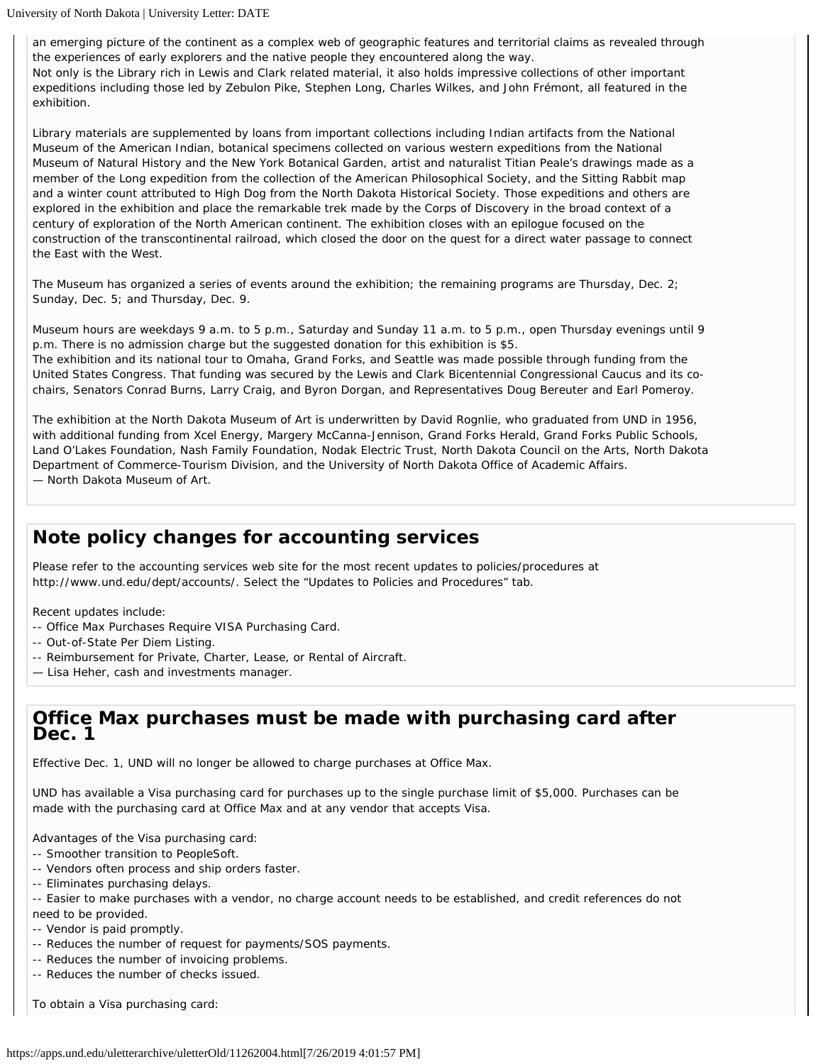an emerging picture of the continent as a complex web of geographic features and territorial claims as revealed through the experiences of early explorers and the native people they encountered along the way.
Not only is the Library rich in Lewis and Clark related material, it also holds impressive collections of other important expeditions including those led by Zebulon Pike, Stephen Long, Charles Wilkes, and John Frémont, all featured in the exhibition.

Library materials are supplemented by loans from important collections including Indian artifacts from the National Museum of the American Indian, botanical specimens collected on various western expeditions from the National Museum of Natural History and the New York Botanical Garden, artist and naturalist Titian Peale's drawings made as a member of the Long expedition from the collection of the American Philosophical Society, and the Sitting Rabbit map and a winter count attributed to High Dog from the North Dakota Historical Society. Those expeditions and others are explored in the exhibition and place the remarkable trek made by the Corps of Discovery in the broad context of a century of exploration of the North American continent. The exhibition closes with an epilogue focused on the construction of the transcontinental railroad, which closed the door on the quest for a direct water passage to connect the East with the West.

The Museum has organized a series of events around the exhibition; the remaining programs are Thursday, Dec. 2; Sunday, Dec. 5; and Thursday, Dec. 9.

Museum hours are weekdays 9 a.m. to 5 p.m., Saturday and Sunday 11 a.m. to 5 p.m., open Thursday evenings until 9 p.m. There is no admission charge but the suggested donation for this exhibition is $5.
The exhibition and its national tour to Omaha, Grand Forks, and Seattle was made possible through funding from the United States Congress. That funding was secured by the Lewis and Clark Bicentennial Congressional Caucus and its co-chairs, Senators Conrad Burns, Larry Craig, and Byron Dorgan, and Representatives Doug Bereuter and Earl Pomeroy.

The exhibition at the North Dakota Museum of Art is underwritten by David Rognlie, who graduated from UND in 1956, with additional funding from Xcel Energy, Margery McCanna-Jennison, Grand Forks Herald, Grand Forks Public Schools, Land O'Lakes Foundation, Nash Family Foundation, Nodak Electric Trust, North Dakota Council on the Arts, North Dakota Department of Commerce-Tourism Division, and the University of North Dakota Office of Academic Affairs.
— North Dakota Museum of Art.

## Note policy changes for accounting services

Please refer to the accounting services web site for the most recent updates to policies/procedures at http://www.und.edu/dept/accounts/. Select the "Updates to Policies and Procedures" tab.

Recent updates include:
-- Office Max Purchases Require VISA Purchasing Card.
-- Out-of-State Per Diem Listing.
-- Reimbursement for Private, Charter, Lease, or Rental of Aircraft.
— Lisa Heher, cash and investments manager.

## Office Max purchases must be made with purchasing card after Dec. 1

Effective Dec. 1, UND will no longer be allowed to charge purchases at Office Max.

UND has available a Visa purchasing card for purchases up to the single purchase limit of $5,000. Purchases can be made with the purchasing card at Office Max and at any vendor that accepts Visa.

Advantages of the Visa purchasing card:
-- Smoother transition to PeopleSoft.
-- Vendors often process and ship orders faster.
-- Eliminates purchasing delays.
-- Easier to make purchases with a vendor, no charge account needs to be established, and credit references do not need to be provided.
-- Vendor is paid promptly.
-- Reduces the number of request for payments/SOS payments.
-- Reduces the number of invoicing problems.
-- Reduces the number of checks issued.

To obtain a Visa purchasing card: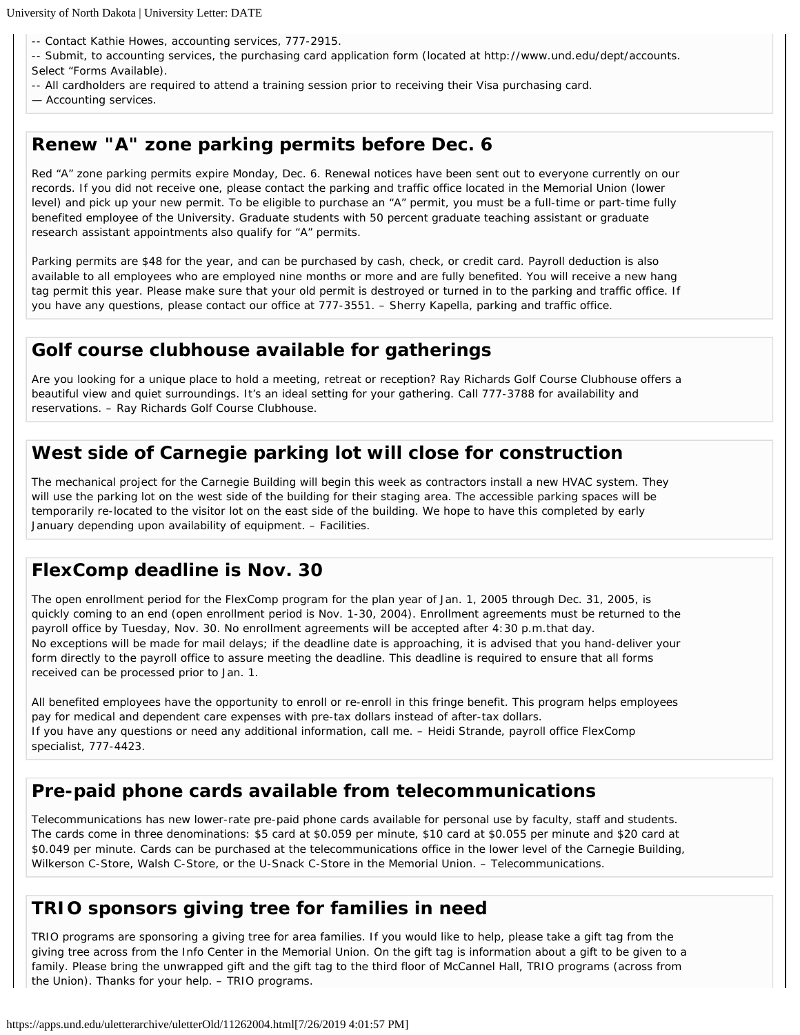-- Contact Kathie Howes, accounting services, 777-2915.
-- Submit, to accounting services, the purchasing card application form (located at http://www.und.edu/dept/accounts. Select "Forms Available).
-- All cardholders are required to attend a training session prior to receiving their Visa purchasing card.
— Accounting services.

## Renew "A" zone parking permits before Dec. 6

Red "A" zone parking permits expire Monday, Dec. 6. Renewal notices have been sent out to everyone currently on our records. If you did not receive one, please contact the parking and traffic office located in the Memorial Union (lower level) and pick up your new permit. To be eligible to purchase an "A" permit, you must be a full-time or part-time fully benefited employee of the University. Graduate students with 50 percent graduate teaching assistant or graduate research assistant appointments also qualify for "A" permits.

Parking permits are $48 for the year, and can be purchased by cash, check, or credit card. Payroll deduction is also available to all employees who are employed nine months or more and are fully benefited. You will receive a new hang tag permit this year. Please make sure that your old permit is destroyed or turned in to the parking and traffic office. If you have any questions, please contact our office at 777-3551. – Sherry Kapella, parking and traffic office.

## Golf course clubhouse available for gatherings

Are you looking for a unique place to hold a meeting, retreat or reception? Ray Richards Golf Course Clubhouse offers a beautiful view and quiet surroundings. It's an ideal setting for your gathering. Call 777-3788 for availability and reservations. – Ray Richards Golf Course Clubhouse.

## West side of Carnegie parking lot will close for construction

The mechanical project for the Carnegie Building will begin this week as contractors install a new HVAC system. They will use the parking lot on the west side of the building for their staging area. The accessible parking spaces will be temporarily re-located to the visitor lot on the east side of the building. We hope to have this completed by early January depending upon availability of equipment. – Facilities.

## FlexComp deadline is Nov. 30

The open enrollment period for the FlexComp program for the plan year of Jan. 1, 2005 through Dec. 31, 2005, is quickly coming to an end (open enrollment period is Nov. 1-30, 2004). Enrollment agreements must be returned to the payroll office by Tuesday, Nov. 30. No enrollment agreements will be accepted after 4:30 p.m.that day.
No exceptions will be made for mail delays; if the deadline date is approaching, it is advised that you hand-deliver your form directly to the payroll office to assure meeting the deadline. This deadline is required to ensure that all forms received can be processed prior to Jan. 1.

All benefited employees have the opportunity to enroll or re-enroll in this fringe benefit. This program helps employees pay for medical and dependent care expenses with pre-tax dollars instead of after-tax dollars.
If you have any questions or need any additional information, call me. – Heidi Strande, payroll office FlexComp specialist, 777-4423.

## Pre-paid phone cards available from telecommunications

Telecommunications has new lower-rate pre-paid phone cards available for personal use by faculty, staff and students. The cards come in three denominations: $5 card at $0.059 per minute, $10 card at $0.055 per minute and $20 card at $0.049 per minute. Cards can be purchased at the telecommunications office in the lower level of the Carnegie Building, Wilkerson C-Store, Walsh C-Store, or the U-Snack C-Store in the Memorial Union. – Telecommunications.

## TRIO sponsors giving tree for families in need

TRIO programs are sponsoring a giving tree for area families. If you would like to help, please take a gift tag from the giving tree across from the Info Center in the Memorial Union. On the gift tag is information about a gift to be given to a family. Please bring the unwrapped gift and the gift tag to the third floor of McCannel Hall, TRIO programs (across from the Union). Thanks for your help. – TRIO programs.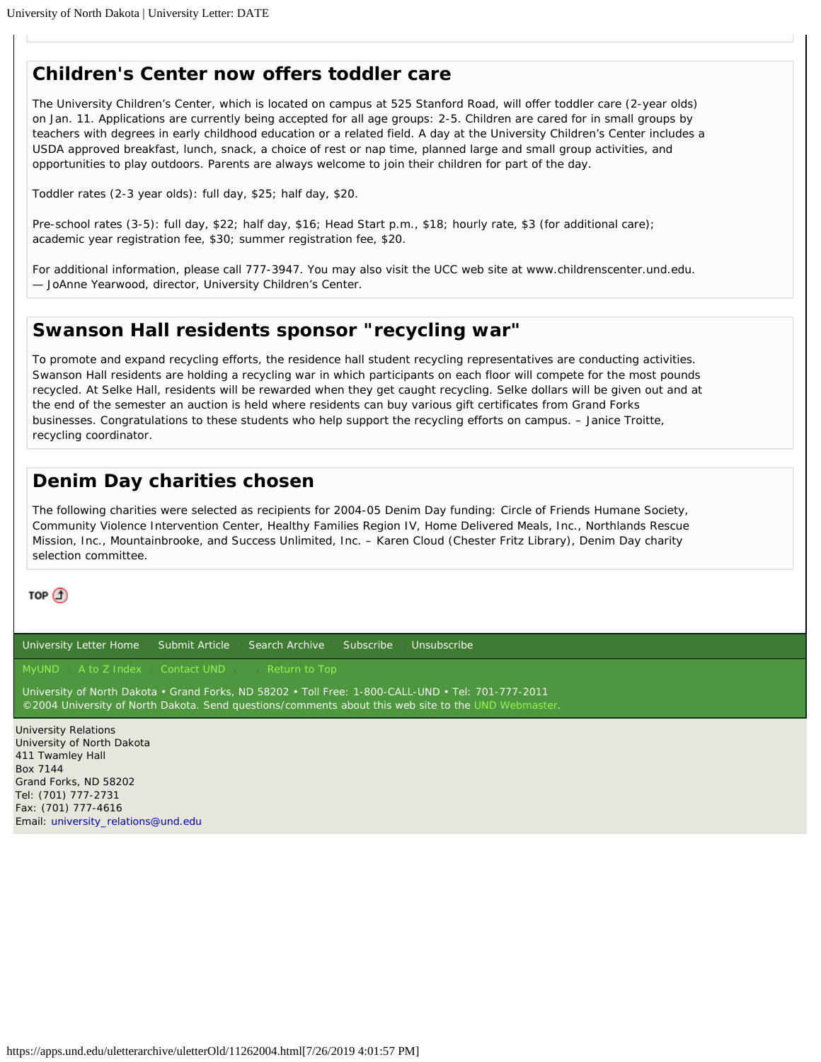## Children's Center now offers toddler care

The University Children's Center, which is located on campus at 525 Stanford Road, will offer toddler care (2-year olds) on Jan. 11. Applications are currently being accepted for all age groups: 2-5. Children are cared for in small groups by teachers with degrees in early childhood education or a related field. A day at the University Children's Center includes a USDA approved breakfast, lunch, snack, a choice of rest or nap time, planned large and small group activities, and opportunities to play outdoors. Parents are always welcome to join their children for part of the day.

Toddler rates (2-3 year olds): full day, $25; half day, $20.

Pre-school rates (3-5): full day, $22; half day, $16; Head Start p.m., $18; hourly rate, $3 (for additional care); academic year registration fee, $30; summer registration fee, $20.

For additional information, please call 777-3947. You may also visit the UCC web site at www.childrenscenter.und.edu. — JoAnne Yearwood, director, University Children's Center.

## Swanson Hall residents sponsor "recycling war"

To promote and expand recycling efforts, the residence hall student recycling representatives are conducting activities. Swanson Hall residents are holding a recycling war in which participants on each floor will compete for the most pounds recycled. At Selke Hall, residents will be rewarded when they get caught recycling. Selke dollars will be given out and at the end of the semester an auction is held where residents can buy various gift certificates from Grand Forks businesses. Congratulations to these students who help support the recycling efforts on campus. – Janice Troitte, recycling coordinator.

## Denim Day charities chosen

The following charities were selected as recipients for 2004-05 Denim Day funding: Circle of Friends Humane Society, Community Violence Intervention Center, Healthy Families Region IV, Home Delivered Meals, Inc., Northlands Rescue Mission, Inc., Mountainbrooke, and Success Unlimited, Inc. – Karen Cloud (Chester Fritz Library), Denim Day charity selection committee.

TOP

University Letter Home | Submit Article | Search Archive | Subscribe | Unsubscribe

MyUND | A to Z Index | Contact UND | Return to Top

University of North Dakota • Grand Forks, ND 58202 • Toll Free: 1-800-CALL-UND • Tel: 701-777-2011
©2004 University of North Dakota. Send questions/comments about this web site to the UND Webmaster.

University Relations
University of North Dakota
411 Twamley Hall
Box 7144
Grand Forks, ND 58202
Tel: (701) 777-2731
Fax: (701) 777-4616
Email: university_relations@und.edu